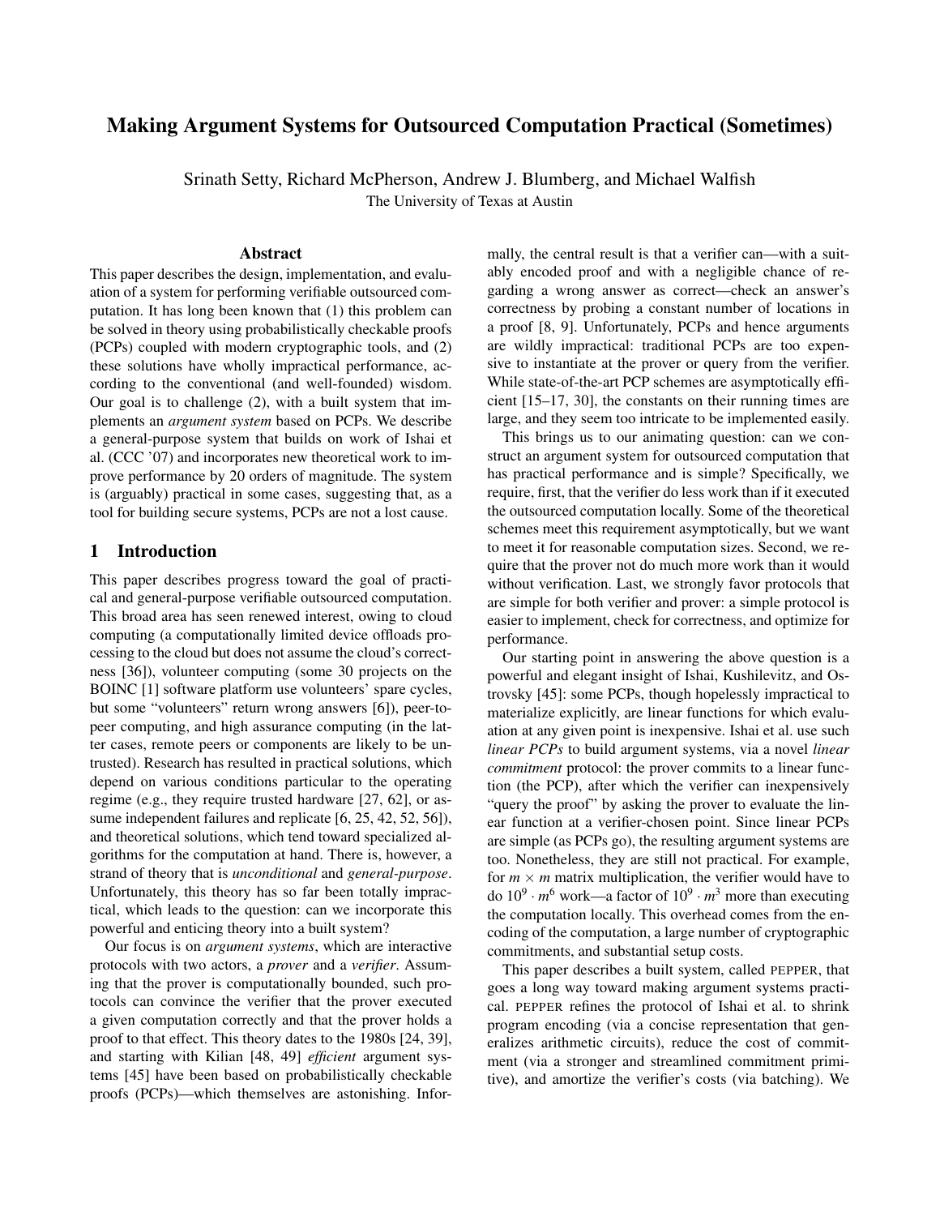# Making Argument Systems for Outsourced Computation Practical (Sometimes)

Srinath Setty, Richard McPherson, Andrew J. Blumberg, and Michael Walfish
The University of Texas at Austin

## Abstract

This paper describes the design, implementation, and evaluation of a system for performing verifiable outsourced computation. It has long been known that (1) this problem can be solved in theory using probabilistically checkable proofs (PCPs) coupled with modern cryptographic tools, and (2) these solutions have wholly impractical performance, according to the conventional (and well-founded) wisdom. Our goal is to challenge (2), with a built system that implements an *argument system* based on PCPs. We describe a general-purpose system that builds on work of Ishai et al. (CCC '07) and incorporates new theoretical work to improve performance by 20 orders of magnitude. The system is (arguably) practical in some cases, suggesting that, as a tool for building secure systems, PCPs are not a lost cause.

## 1 Introduction

This paper describes progress toward the goal of practical and general-purpose verifiable outsourced computation. This broad area has seen renewed interest, owing to cloud computing (a computationally limited device offloads processing to the cloud but does not assume the cloud's correctness [36]), volunteer computing (some 30 projects on the BOINC [1] software platform use volunteers' spare cycles, but some "volunteers" return wrong answers [6]), peer-to-peer computing, and high assurance computing (in the latter cases, remote peers or components are likely to be untrusted). Research has resulted in practical solutions, which depend on various conditions particular to the operating regime (e.g., they require trusted hardware [27, 62], or assume independent failures and replicate [6, 25, 42, 52, 56]), and theoretical solutions, which tend toward specialized algorithms for the computation at hand. There is, however, a strand of theory that is *unconditional* and *general-purpose*. Unfortunately, this theory has so far been totally impractical, which leads to the question: can we incorporate this powerful and enticing theory into a built system?

Our focus is on *argument systems*, which are interactive protocols with two actors, a *prover* and a *verifier*. Assuming that the prover is computationally bounded, such protocols can convince the verifier that the prover executed a given computation correctly and that the prover holds a proof to that effect. This theory dates to the 1980s [24, 39], and starting with Kilian [48, 49] *efficient* argument systems [45] have been based on probabilistically checkable proofs (PCPs)—which themselves are astonishing. Informally, the central result is that a verifier can—with a suitably encoded proof and with a negligible chance of regarding a wrong answer as correct—check an answer's correctness by probing a constant number of locations in a proof [8, 9]. Unfortunately, PCPs and hence arguments are wildly impractical: traditional PCPs are too expensive to instantiate at the prover or query from the verifier. While state-of-the-art PCP schemes are asymptotically efficient [15–17, 30], the constants on their running times are large, and they seem too intricate to be implemented easily.

This brings us to our animating question: can we construct an argument system for outsourced computation that has practical performance and is simple? Specifically, we require, first, that the verifier do less work than if it executed the outsourced computation locally. Some of the theoretical schemes meet this requirement asymptotically, but we want to meet it for reasonable computation sizes. Second, we require that the prover not do much more work than it would without verification. Last, we strongly favor protocols that are simple for both verifier and prover: a simple protocol is easier to implement, check for correctness, and optimize for performance.

Our starting point in answering the above question is a powerful and elegant insight of Ishai, Kushilevitz, and Ostrovsky [45]: some PCPs, though hopelessly impractical to materialize explicitly, are linear functions for which evaluation at any given point is inexpensive. Ishai et al. use such *linear PCPs* to build argument systems, via a novel *linear commitment* protocol: the prover commits to a linear function (the PCP), after which the verifier can inexpensively "query the proof" by asking the prover to evaluate the linear function at a verifier-chosen point. Since linear PCPs are simple (as PCPs go), the resulting argument systems are too. Nonetheless, they are still not practical. For example, for $m \times m$ matrix multiplication, the verifier would have to do $10^9 \cdot m^6$ work—a factor of $10^9 \cdot m^3$ more than executing the computation locally. This overhead comes from the encoding of the computation, a large number of cryptographic commitments, and substantial setup costs.

This paper describes a built system, called PEPPER, that goes a long way toward making argument systems practical. PEPPER refines the protocol of Ishai et al. to shrink program encoding (via a concise representation that generalizes arithmetic circuits), reduce the cost of commitment (via a stronger and streamlined commitment primitive), and amortize the verifier's costs (via batching). We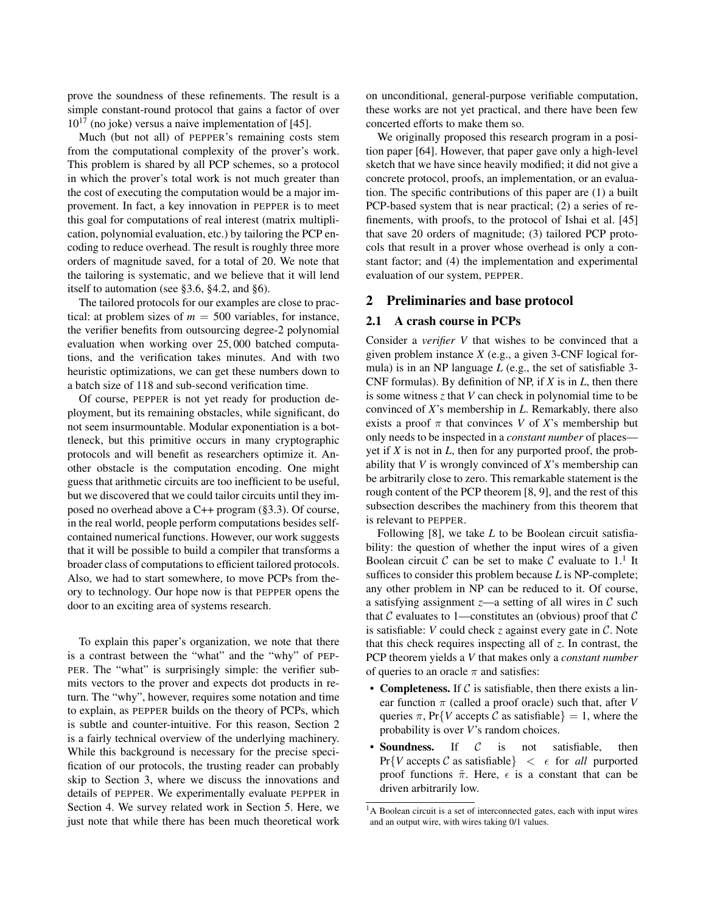prove the soundness of these refinements. The result is a simple constant-round protocol that gains a factor of over $10^{17}$ (no joke) versus a naive implementation of [45].

Much (but not all) of PEPPER's remaining costs stem from the computational complexity of the prover's work. This problem is shared by all PCP schemes, so a protocol in which the prover's total work is not much greater than the cost of executing the computation would be a major improvement. In fact, a key innovation in PEPPER is to meet this goal for computations of real interest (matrix multiplication, polynomial evaluation, etc.) by tailoring the PCP encoding to reduce overhead. The result is roughly three more orders of magnitude saved, for a total of 20. We note that the tailoring is systematic, and we believe that it will lend itself to automation (see §3.6, §4.2, and §6).

The tailored protocols for our examples are close to practical: at problem sizes of $m = 500$ variables, for instance, the verifier benefits from outsourcing degree-2 polynomial evaluation when working over 25,000 batched computations, and the verification takes minutes. And with two heuristic optimizations, we can get these numbers down to a batch size of 118 and sub-second verification time.

Of course, PEPPER is not yet ready for production deployment, but its remaining obstacles, while significant, do not seem insurmountable. Modular exponentiation is a bottleneck, but this primitive occurs in many cryptographic protocols and will benefit as researchers optimize it. Another obstacle is the computation encoding. One might guess that arithmetic circuits are too inefficient to be useful, but we discovered that we could tailor circuits until they imposed no overhead above a C++ program (§3.3). Of course, in the real world, people perform computations besides self-contained numerical functions. However, our work suggests that it will be possible to build a compiler that transforms a broader class of computations to efficient tailored protocols. Also, we had to start somewhere, to move PCPs from theory to technology. Our hope now is that PEPPER opens the door to an exciting area of systems research.

To explain this paper's organization, we note that there is a contrast between the "what" and the "why" of PEPPER. The "what" is surprisingly simple: the verifier submits vectors to the prover and expects dot products in return. The "why", however, requires some notation and time to explain, as PEPPER builds on the theory of PCPs, which is subtle and counter-intuitive. For this reason, Section 2 is a fairly technical overview of the underlying machinery. While this background is necessary for the precise specification of our protocols, the trusting reader can probably skip to Section 3, where we discuss the innovations and details of PEPPER. We experimentally evaluate PEPPER in Section 4. We survey related work in Section 5. Here, we just note that while there has been much theoretical work on unconditional, general-purpose verifiable computation, these works are not yet practical, and there have been few concerted efforts to make them so.

We originally proposed this research program in a position paper [64]. However, that paper gave only a high-level sketch that we have since heavily modified; it did not give a concrete protocol, proofs, an implementation, or an evaluation. The specific contributions of this paper are (1) a built PCP-based system that is near practical; (2) a series of refinements, with proofs, to the protocol of Ishai et al. [45] that save 20 orders of magnitude; (3) tailored PCP protocols that result in a prover whose overhead is only a constant factor; and (4) the implementation and experimental evaluation of our system, PEPPER.

## 2 Preliminaries and base protocol

### 2.1 A crash course in PCPs

Consider a *verifier* $V$ that wishes to be convinced that a given problem instance $X$ (e.g., a given 3-CNF logical formula) is in an NP language $L$ (e.g., the set of satisfiable 3-CNF formulas). By definition of NP, if $X$ is in $L$, then there is some witness $z$ that $V$ can check in polynomial time to be convinced of $X$'s membership in $L$. Remarkably, there also exists a proof $\pi$ that convinces $V$ of $X$'s membership but only needs to be inspected in a *constant number* of places—yet if $X$ is not in $L$, then for any purported proof, the probability that $V$ is wrongly convinced of $X$'s membership can be arbitrarily close to zero. This remarkable statement is the rough content of the PCP theorem [8, 9], and the rest of this subsection describes the machinery from this theorem that is relevant to PEPPER.

Following [8], we take $L$ to be Boolean circuit satisfiability: the question of whether the input wires of a given Boolean circuit $\mathcal{C}$ can be set to make $\mathcal{C}$ evaluate to 1.[1] It suffices to consider this problem because $L$ is NP-complete; any other problem in NP can be reduced to it. Of course, a satisfying assignment $z$—a setting of all wires in $\mathcal{C}$ such that $\mathcal{C}$ evaluates to 1—constitutes an (obvious) proof that $\mathcal{C}$ is satisfiable: $V$ could check $z$ against every gate in $\mathcal{C}$. Note that this check requires inspecting all of $z$. In contrast, the PCP theorem yields a $V$ that makes only a *constant number* of queries to an oracle $\pi$ and satisfies:

- **Completeness.** If $\mathcal{C}$ is satisfiable, then there exists a linear function $\pi$ (called a proof oracle) such that, after $V$ queries $\pi$, $\Pr\{V \text{ accepts } \mathcal{C} \text{ as satisfiable}\} = 1$, where the probability is over $V$'s random choices.
- **Soundness.** If $\mathcal{C}$ is not satisfiable, then $\Pr\{V \text{ accepts } \mathcal{C} \text{ as satisfiable}\} < \epsilon$ for *all* purported proof functions $\tilde{\pi}$. Here, $\epsilon$ is a constant that can be driven arbitrarily low.

[1] A Boolean circuit is a set of interconnected gates, each with input wires and an output wire, with wires taking 0/1 values.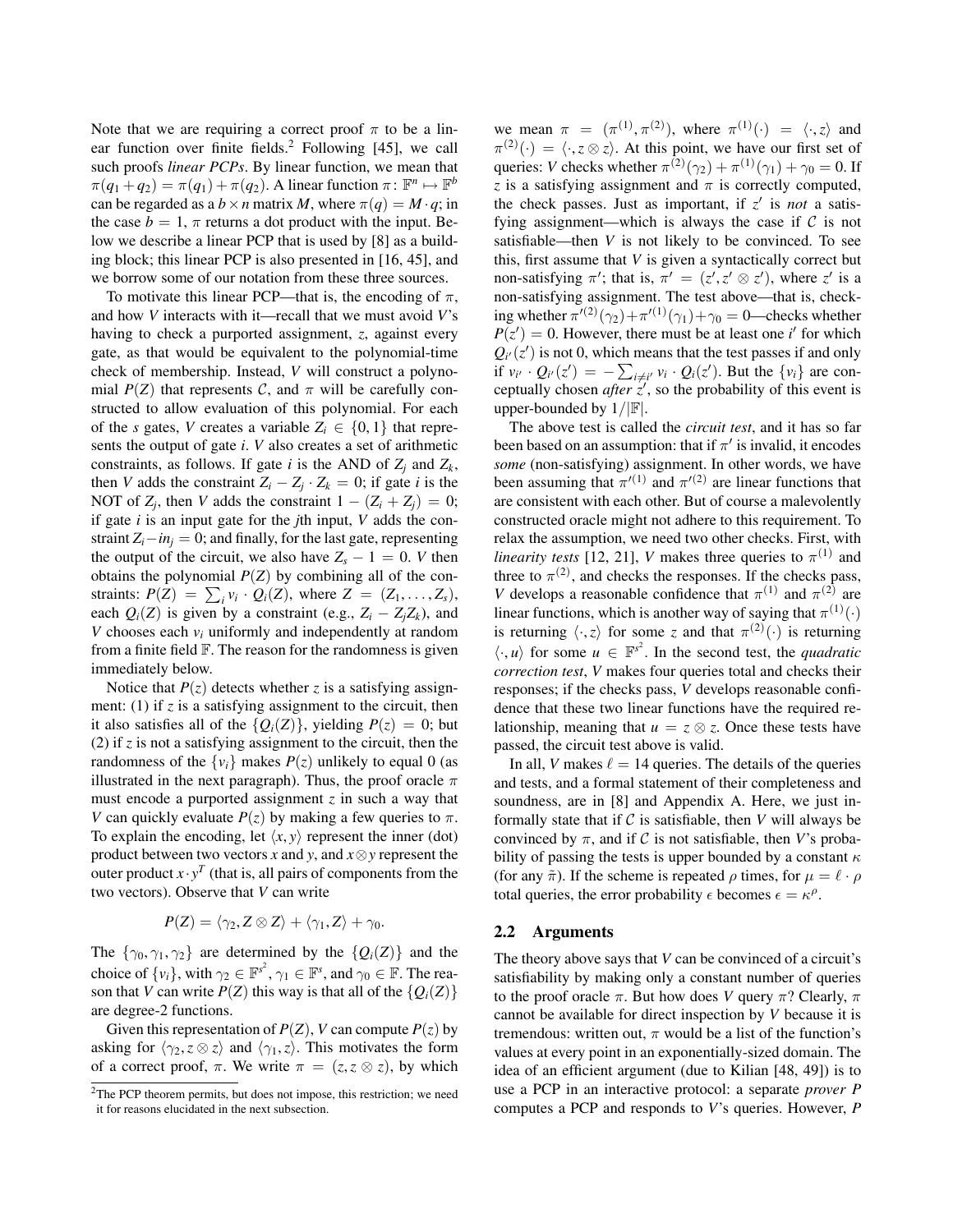Note that we are requiring a correct proof $\pi$ to be a linear function over finite fields.[2] Following [45], we call such proofs *linear PCPs*. By linear function, we mean that $\pi(q_1+q_2) = \pi(q_1) + \pi(q_2)$. A linear function $\pi\colon \mathbb{F}^n \mapsto \mathbb{F}^b$ can be regarded as a $b \times n$ matrix $M$, where $\pi(q) = M \cdot q$; in the case $b = 1$, $\pi$ returns a dot product with the input. Below we describe a linear PCP that is used by [8] as a building block; this linear PCP is also presented in [16, 45], and we borrow some of our notation from these three sources.

To motivate this linear PCP—that is, the encoding of $\pi$, and how $V$ interacts with it—recall that we must avoid $V$'s having to check a purported assignment, $z$, against every gate, as that would be equivalent to the polynomial-time check of membership. Instead, $V$ will construct a polynomial $P(Z)$ that represents $\mathcal{C}$, and $\pi$ will be carefully constructed to allow evaluation of this polynomial. For each of the $s$ gates, $V$ creates a variable $Z_i \in \{0,1\}$ that represents the output of gate $i$. $V$ also creates a set of arithmetic constraints, as follows. If gate $i$ is the AND of $Z_j$ and $Z_k$, then $V$ adds the constraint $Z_i - Z_j \cdot Z_k = 0$; if gate $i$ is the NOT of $Z_j$, then $V$ adds the constraint $1 - (Z_i + Z_j) = 0$; if gate $i$ is an input gate for the $j$th input, $V$ adds the constraint $Z_i - in_j = 0$; and finally, for the last gate, representing the output of the circuit, we also have $Z_s - 1 = 0$. $V$ then obtains the polynomial $P(Z)$ by combining all of the constraints: $P(Z) = \sum_i v_i \cdot Q_i(Z)$, where $Z = (Z_1, \ldots, Z_s)$, each $Q_i(Z)$ is given by a constraint (e.g., $Z_i - Z_j Z_k$), and $V$ chooses each $v_i$ uniformly and independently at random from a finite field $\mathbb{F}$. The reason for the randomness is given immediately below.

Notice that $P(z)$ detects whether $z$ is a satisfying assignment: (1) if $z$ is a satisfying assignment to the circuit, then it also satisfies all of the $\{Q_i(Z)\}$, yielding $P(z) = 0$; but (2) if $z$ is not a satisfying assignment to the circuit, then the randomness of the $\{v_i\}$ makes $P(z)$ unlikely to equal 0 (as illustrated in the next paragraph). Thus, the proof oracle $\pi$ must encode a purported assignment $z$ in such a way that $V$ can quickly evaluate $P(z)$ by making a few queries to $\pi$. To explain the encoding, let $\langle x, y\rangle$ represent the inner (dot) product between two vectors $x$ and $y$, and $x \otimes y$ represent the outer product $x \cdot y^T$ (that is, all pairs of components from the two vectors). Observe that $V$ can write

$$P(Z) = \langle \gamma_2, Z \otimes Z\rangle + \langle \gamma_1, Z\rangle + \gamma_0.$$

The $\{\gamma_0, \gamma_1, \gamma_2\}$ are determined by the $\{Q_i(Z)\}$ and the choice of $\{v_i\}$, with $\gamma_2 \in \mathbb{F}^{s^2}$, $\gamma_1 \in \mathbb{F}^s$, and $\gamma_0 \in \mathbb{F}$. The reason that $V$ can write $P(Z)$ this way is that all of the $\{Q_i(Z)\}$ are degree-2 functions.

Given this representation of $P(Z)$, $V$ can compute $P(z)$ by asking for $\langle \gamma_2, z \otimes z\rangle$ and $\langle \gamma_1, z\rangle$. This motivates the form of a correct proof, $\pi$. We write $\pi = (z, z \otimes z)$, by which we mean $\pi = (\pi^{(1)}, \pi^{(2)})$, where $\pi^{(1)}(\cdot) = \langle \cdot, z\rangle$ and $\pi^{(2)}(\cdot) = \langle \cdot, z \otimes z\rangle$. At this point, we have our first set of queries: $V$ checks whether $\pi^{(2)}(\gamma_2) + \pi^{(1)}(\gamma_1) + \gamma_0 = 0$. If $z$ is a satisfying assignment and $\pi$ is correctly computed, the check passes. Just as important, if $z'$ is *not* a satisfying assignment—which is always the case if $\mathcal{C}$ is not satisfiable—then $V$ is not likely to be convinced. To see this, first assume that $V$ is given a syntactically correct but non-satisfying $\pi'$; that is, $\pi' = (z', z' \otimes z')$, where $z'$ is a non-satisfying assignment. The test above—that is, checking whether $\pi'^{(2)}(\gamma_2) + \pi'^{(1)}(\gamma_1) + \gamma_0 = 0$—checks whether $P(z') = 0$. However, there must be at least one $i'$ for which $Q_{i'}(z')$ is not 0, which means that the test passes if and only if $v_{i'} \cdot Q_{i'}(z') = -\sum_{i \neq i'} v_i \cdot Q_i(z')$. But the $\{v_i\}$ are conceptually chosen *after* $z'$, so the probability of this event is upper-bounded by $1/|\mathbb{F}|$.

The above test is called the *circuit test*, and it has so far been based on an assumption: that if $\pi'$ is invalid, it encodes *some* (non-satisfying) assignment. In other words, we have been assuming that $\pi'^{(1)}$ and $\pi'^{(2)}$ are linear functions that are consistent with each other. But of course a malevolently constructed oracle might not adhere to this requirement. To relax the assumption, we need two other checks. First, with *linearity tests* [12, 21], $V$ makes three queries to $\pi^{(1)}$ and three to $\pi^{(2)}$, and checks the responses. If the checks pass, $V$ develops a reasonable confidence that $\pi^{(1)}$ and $\pi^{(2)}$ are linear functions, which is another way of saying that $\pi^{(1)}(\cdot)$ is returning $\langle \cdot, z\rangle$ for some $z$ and that $\pi^{(2)}(\cdot)$ is returning $\langle \cdot, u\rangle$ for some $u \in \mathbb{F}^{s^2}$. In the second test, the *quadratic correction test*, $V$ makes four queries total and checks their responses; if the checks pass, $V$ develops reasonable confidence that these two linear functions have the required relationship, meaning that $u = z \otimes z$. Once these tests have passed, the circuit test above is valid.

In all, $V$ makes $\ell = 14$ queries. The details of the queries and tests, and a formal statement of their completeness and soundness, are in [8] and Appendix A. Here, we just informally state that if $\mathcal{C}$ is satisfiable, then $V$ will always be convinced by $\pi$, and if $\mathcal{C}$ is not satisfiable, then $V$'s probability of passing the tests is upper bounded by a constant $\kappa$ (for any $\tilde{\pi}$). If the scheme is repeated $\rho$ times, for $\mu = \ell \cdot \rho$ total queries, the error probability $\epsilon$ becomes $\epsilon = \kappa^\rho$.

## 2.2 Arguments

The theory above says that $V$ can be convinced of a circuit's satisfiability by making only a constant number of queries to the proof oracle $\pi$. But how does $V$ query $\pi$? Clearly, $\pi$ cannot be available for direct inspection by $V$ because it is tremendous: written out, $\pi$ would be a list of the function's values at every point in an exponentially-sized domain. The idea of an efficient argument (due to Kilian [48, 49]) is to use a PCP in an interactive protocol: a separate *prover* $P$ computes a PCP and responds to $V$'s queries. However, $P$

[2] The PCP theorem permits, but does not impose, this restriction; we need it for reasons elucidated in the next subsection.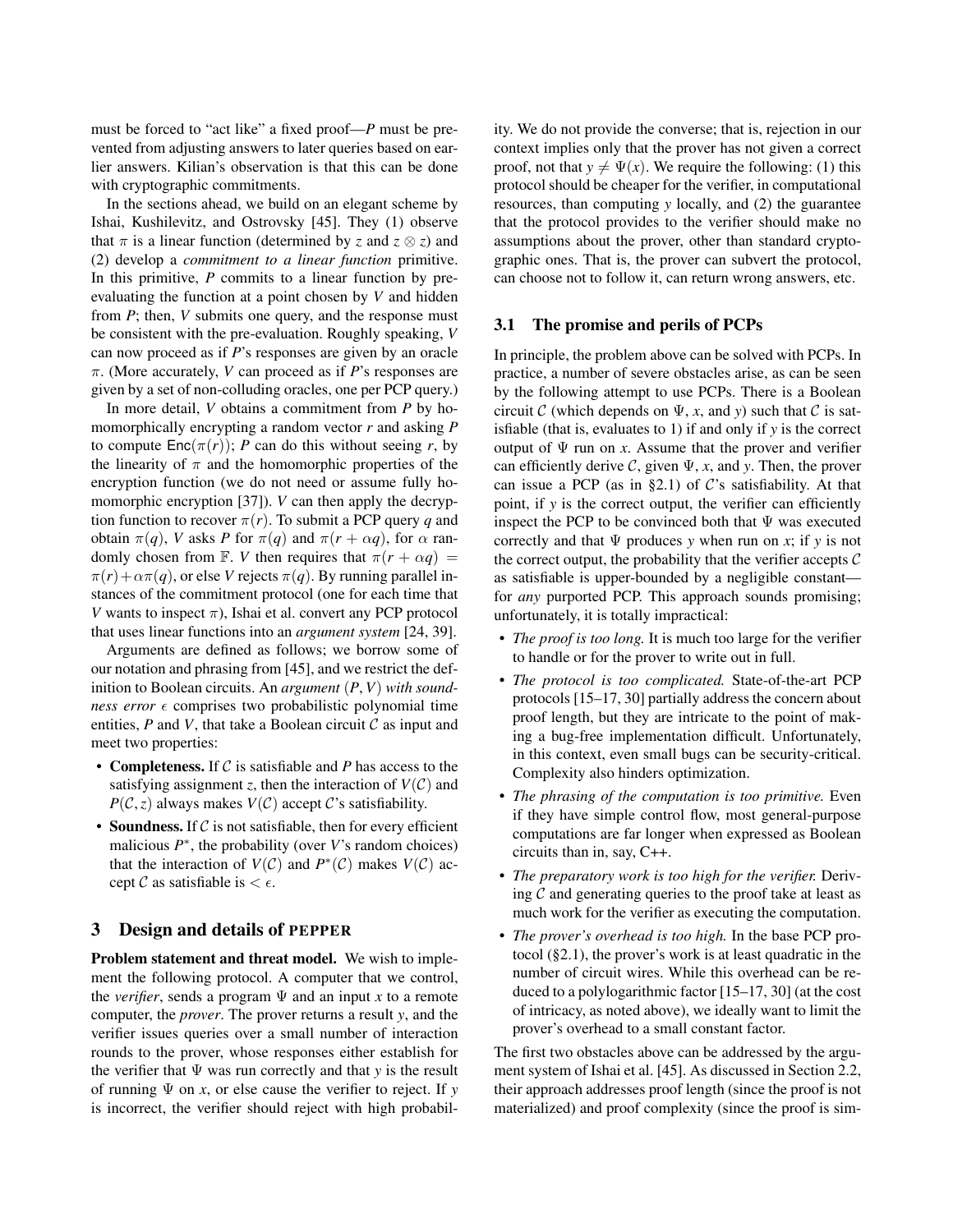must be forced to "act like" a fixed proof—$P$ must be prevented from adjusting answers to later queries based on earlier answers. Kilian's observation is that this can be done with cryptographic commitments.

In the sections ahead, we build on an elegant scheme by Ishai, Kushilevitz, and Ostrovsky [45]. They (1) observe that $\pi$ is a linear function (determined by $z$ and $z \otimes z$) and (2) develop a *commitment to a linear function* primitive. In this primitive, $P$ commits to a linear function by pre-evaluating the function at a point chosen by $V$ and hidden from $P$; then, $V$ submits one query, and the response must be consistent with the pre-evaluation. Roughly speaking, $V$ can now proceed as if $P$'s responses are given by an oracle $\pi$. (More accurately, $V$ can proceed as if $P$'s responses are given by a set of non-colluding oracles, one per PCP query.)

In more detail, $V$ obtains a commitment from $P$ by homomorphically encrypting a random vector $r$ and asking $P$ to compute $\mathsf{Enc}(\pi(r))$; $P$ can do this without seeing $r$, by the linearity of $\pi$ and the homomorphic properties of the encryption function (we do not need or assume fully homomorphic encryption [37]). $V$ can then apply the decryption function to recover $\pi(r)$. To submit a PCP query $q$ and obtain $\pi(q)$, $V$ asks $P$ for $\pi(q)$ and $\pi(r + \alpha q)$, for $\alpha$ randomly chosen from $\mathbb{F}$. $V$ then requires that $\pi(r + \alpha q) = \pi(r) + \alpha\pi(q)$, or else $V$ rejects $\pi(q)$. By running parallel instances of the commitment protocol (one for each time that $V$ wants to inspect $\pi$), Ishai et al. convert any PCP protocol that uses linear functions into an *argument system* [24, 39].

Arguments are defined as follows; we borrow some of our notation and phrasing from [45], and we restrict the definition to Boolean circuits. An *argument* $(P, V)$ *with soundness error* $\epsilon$ comprises two probabilistic polynomial time entities, $P$ and $V$, that take a Boolean circuit $\mathcal{C}$ as input and meet two properties:

- **Completeness.** If $\mathcal{C}$ is satisfiable and $P$ has access to the satisfying assignment $z$, then the interaction of $V(\mathcal{C})$ and $P(\mathcal{C}, z)$ always makes $V(\mathcal{C})$ accept $\mathcal{C}$'s satisfiability.
- **Soundness.** If $\mathcal{C}$ is not satisfiable, then for every efficient malicious $P^*$, the probability (over $V$'s random choices) that the interaction of $V(\mathcal{C})$ and $P^*(\mathcal{C})$ makes $V(\mathcal{C})$ accept $\mathcal{C}$ as satisfiable is $< \epsilon$.

## 3 Design and details of PEPPER

**Problem statement and threat model.** We wish to implement the following protocol. A computer that we control, the *verifier*, sends a program $\Psi$ and an input $x$ to a remote computer, the *prover*. The prover returns a result $y$, and the verifier issues queries over a small number of interaction rounds to the prover, whose responses either establish for the verifier that $\Psi$ was run correctly and that $y$ is the result of running $\Psi$ on $x$, or else cause the verifier to reject. If $y$ is incorrect, the verifier should reject with high probability. We do not provide the converse; that is, rejection in our context implies only that the prover has not given a correct proof, not that $y \neq \Psi(x)$. We require the following: (1) this protocol should be cheaper for the verifier, in computational resources, than computing $y$ locally, and (2) the guarantee that the protocol provides to the verifier should make no assumptions about the prover, other than standard cryptographic ones. That is, the prover can subvert the protocol, can choose not to follow it, can return wrong answers, etc.

### 3.1 The promise and perils of PCPs

In principle, the problem above can be solved with PCPs. In practice, a number of severe obstacles arise, as can be seen by the following attempt to use PCPs. There is a Boolean circuit $\mathcal{C}$ (which depends on $\Psi$, $x$, and $y$) such that $\mathcal{C}$ is satisfiable (that is, evaluates to 1) if and only if $y$ is the correct output of $\Psi$ run on $x$. Assume that the prover and verifier can efficiently derive $\mathcal{C}$, given $\Psi$, $x$, and $y$. Then, the prover can issue a PCP (as in §2.1) of $\mathcal{C}$'s satisfiability. At that point, if $y$ is the correct output, the verifier can efficiently inspect the PCP to be convinced both that $\Psi$ was executed correctly and that $\Psi$ produces $y$ when run on $x$; if $y$ is not the correct output, the probability that the verifier accepts $\mathcal{C}$ as satisfiable is upper-bounded by a negligible constant—for *any* purported PCP. This approach sounds promising; unfortunately, it is totally impractical:

- *The proof is too long.* It is much too large for the verifier to handle or for the prover to write out in full.
- *The protocol is too complicated.* State-of-the-art PCP protocols [15–17, 30] partially address the concern about proof length, but they are intricate to the point of making a bug-free implementation difficult. Unfortunately, in this context, even small bugs can be security-critical. Complexity also hinders optimization.
- *The phrasing of the computation is too primitive.* Even if they have simple control flow, most general-purpose computations are far longer when expressed as Boolean circuits than in, say, C++.
- *The preparatory work is too high for the verifier.* Deriving $\mathcal{C}$ and generating queries to the proof take at least as much work for the verifier as executing the computation.
- *The prover's overhead is too high.* In the base PCP protocol (§2.1), the prover's work is at least quadratic in the number of circuit wires. While this overhead can be reduced to a polylogarithmic factor [15–17, 30] (at the cost of intricacy, as noted above), we ideally want to limit the prover's overhead to a small constant factor.

The first two obstacles above can be addressed by the argument system of Ishai et al. [45]. As discussed in Section 2.2, their approach addresses proof length (since the proof is not materialized) and proof complexity (since the proof is sim-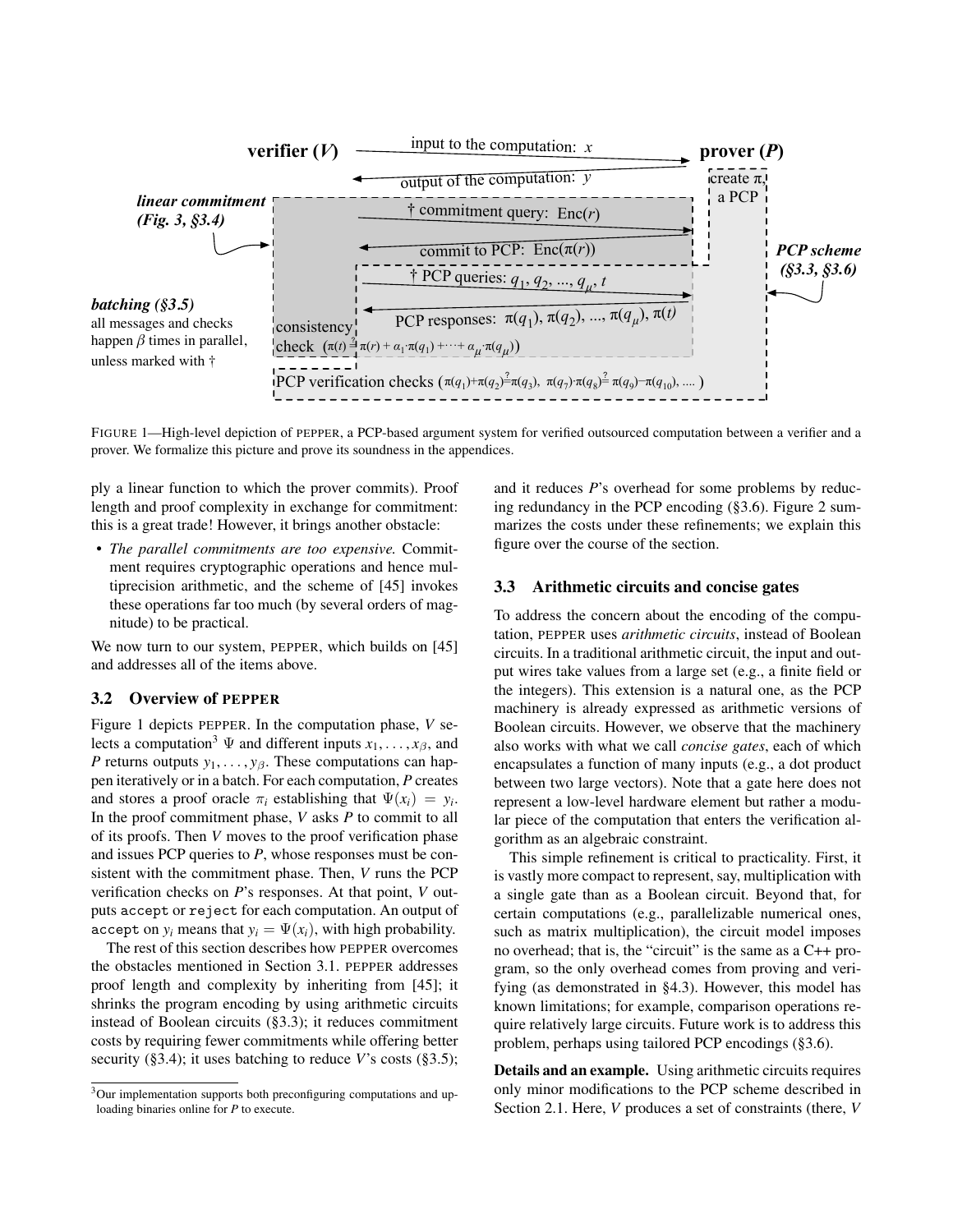FIGURE 1—High-level depiction of PEPPER, a PCP-based argument system for verified outsourced computation between a verifier and a prover. We formalize this picture and prove its soundness in the appendices.

ply a linear function to which the prover commits). Proof length and proof complexity in exchange for commitment: this is a great trade! However, it brings another obstacle:

- *The parallel commitments are too expensive.* Commitment requires cryptographic operations and hence multiprecision arithmetic, and the scheme of [45] invokes these operations far too much (by several orders of magnitude) to be practical.

We now turn to our system, PEPPER, which builds on [45] and addresses all of the items above.

### 3.2 Overview of PEPPER

Figure 1 depicts PEPPER. In the computation phase, $V$ selects a computation[3] $\Psi$ and different inputs $x_1, \ldots, x_\beta$, and $P$ returns outputs $y_1, \ldots, y_\beta$. These computations can happen iteratively or in a batch. For each computation, $P$ creates and stores a proof oracle $\pi_i$ establishing that $\Psi(x_i) = y_i$. In the proof commitment phase, $V$ asks $P$ to commit to all of its proofs. Then $V$ moves to the proof verification phase and issues PCP queries to $P$, whose responses must be consistent with the commitment phase. Then, $V$ runs the PCP verification checks on $P$'s responses. At that point, $V$ outputs `accept` or `reject` for each computation. An output of `accept` on $y_i$ means that $y_i = \Psi(x_i)$, with high probability.

The rest of this section describes how PEPPER overcomes the obstacles mentioned in Section 3.1. PEPPER addresses proof length and complexity by inheriting from [45]; it shrinks the program encoding by using arithmetic circuits instead of Boolean circuits (§3.3); it reduces commitment costs by requiring fewer commitments while offering better security (§3.4); it uses batching to reduce $V$'s costs (§3.5); and it reduces $P$'s overhead for some problems by reducing redundancy in the PCP encoding (§3.6). Figure 2 summarizes the costs under these refinements; we explain this figure over the course of the section.

[3] Our implementation supports both preconfiguring computations and uploading binaries online for $P$ to execute.

### 3.3 Arithmetic circuits and concise gates

To address the concern about the encoding of the computation, PEPPER uses *arithmetic circuits*, instead of Boolean circuits. In a traditional arithmetic circuit, the input and output wires take values from a large set (e.g., a finite field or the integers). This extension is a natural one, as the PCP machinery is already expressed as arithmetic versions of Boolean circuits. However, we observe that the machinery also works with what we call *concise gates*, each of which encapsulates a function of many inputs (e.g., a dot product between two large vectors). Note that a gate here does not represent a low-level hardware element but rather a modular piece of the computation that enters the verification algorithm as an algebraic constraint.

This simple refinement is critical to practicality. First, it is vastly more compact to represent, say, multiplication with a single gate than as a Boolean circuit. Beyond that, for certain computations (e.g., parallelizable numerical ones, such as matrix multiplication), the circuit model imposes no overhead; that is, the "circuit" is the same as a C++ program, so the only overhead comes from proving and verifying (as demonstrated in §4.3). However, this model has known limitations; for example, comparison operations require relatively large circuits. Future work is to address this problem, perhaps using tailored PCP encodings (§3.6).

**Details and an example.** Using arithmetic circuits requires only minor modifications to the PCP scheme described in Section 2.1. Here, $V$ produces a set of constraints (there, $V$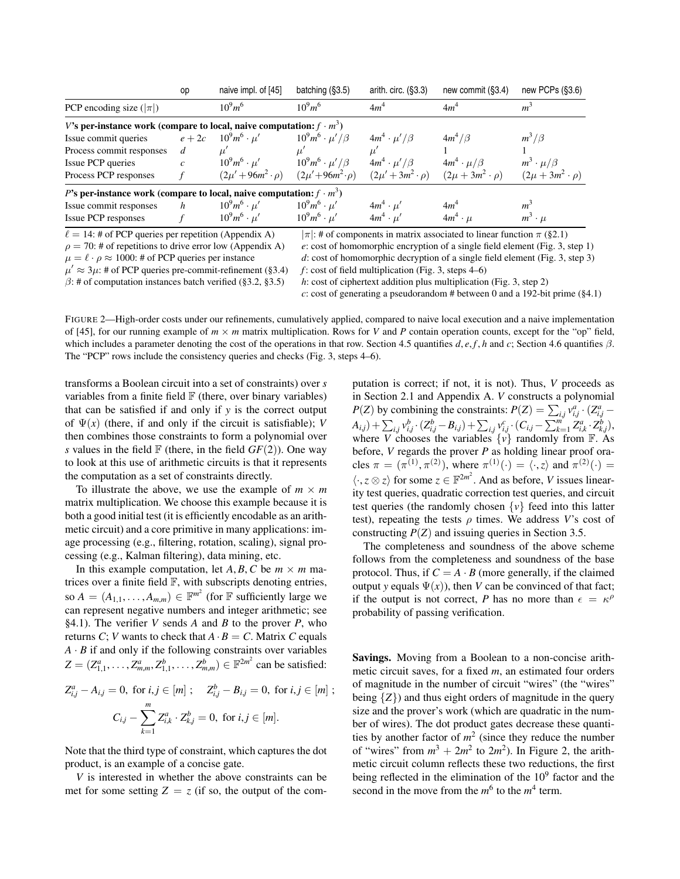|  | op | naive impl. of [45] | batching (§3.5) | arith. circ. (§3.3) | new commit (§3.4) | new PCPs (§3.6) |
|---|---|---|---|---|---|---|
| PCP encoding size ($\lvert\pi\rvert$) |  | $10^9 m^6$ | $10^9 m^6$ | $4m^4$ | $4m^4$ | $m^3$ |
| ***V*'s per-instance work (compare to local, naive computation: $f \cdot m^3$)** |  |  |  |  |  |  |
| Issue commit queries | $e+2c$ | $10^9 m^6 \cdot \mu'$ | $10^9 m^6 \cdot \mu'/\beta$ | $4m^4 \cdot \mu'/\beta$ | $4m^4/\beta$ | $m^3/\beta$ |
| Process commit responses | $d$ | $\mu'$ | $\mu'$ | $\mu'$ | $1$ | $1$ |
| Issue PCP queries | $c$ | $10^9 m^6 \cdot \mu'$ | $10^9 m^6 \cdot \mu'/\beta$ | $4m^4 \cdot \mu'/\beta$ | $4m^4 \cdot \mu/\beta$ | $m^3 \cdot \mu/\beta$ |
| Process PCP responses | $f$ | $(2\mu' + 96m^2 \cdot \rho)$ | $(2\mu' + 96m^2 \cdot \rho)$ | $(2\mu' + 3m^2 \cdot \rho)$ | $(2\mu + 3m^2 \cdot \rho)$ | $(2\mu + 3m^2 \cdot \rho)$ |
| ***P*'s per-instance work (compare to local, naive computation: $f \cdot m^3$)** |  |  |  |  |  |  |
| Issue commit responses | $h$ | $10^9 m^6 \cdot \mu'$ | $10^9 m^6 \cdot \mu'$ | $4m^4 \cdot \mu'$ | $4m^4$ | $m^3$ |
| Issue PCP responses | $f$ | $10^9 m^6 \cdot \mu'$ | $10^9 m^6 \cdot \mu'$ | $4m^4 \cdot \mu'$ | $4m^4 \cdot \mu$ | $m^3 \cdot \mu$ |

$\ell = 14$: # of PCP queries per repetition (Appendix A)
$\rho = 70$: # of repetitions to drive error low (Appendix A)
$\mu = \ell \cdot \rho \approx 1000$: # of PCP queries per instance
$\mu' \approx 3\mu$: # of PCP queries pre-commit-refinement (§3.4)
$\beta$: # of computation instances batch verified (§3.2, §3.5)

$\lvert\pi\rvert$: # of components in matrix associated to linear function $\pi$ (§2.1)
$e$: cost of homomorphic encryption of a single field element (Fig. 3, step 1)
$d$: cost of homomorphic decryption of a single field element (Fig. 3, step 3)
$f$: cost of field multiplication (Fig. 3, steps 4–6)
$h$: cost of ciphertext addition plus multiplication (Fig. 3, step 2)
$c$: cost of generating a pseudorandom # between 0 and a 192-bit prime (§4.1)

FIGURE 2—High-order costs under our refinements, cumulatively applied, compared to naive local execution and a naive implementation of [45], for our running example of $m \times m$ matrix multiplication. Rows for $V$ and $P$ contain operation counts, except for the "op" field, which includes a parameter denoting the cost of the operations in that row. Section 4.5 quantifies $d, e, f, h$ and $c$; Section 4.6 quantifies $\beta$. The "PCP" rows include the consistency queries and checks (Fig. 3, steps 4–6).

transforms a Boolean circuit into a set of constraints) over $s$ variables from a finite field $\mathbb{F}$ (there, over binary variables) that can be satisfied if and only if $y$ is the correct output of $\Psi(x)$ (there, if and only if the circuit is satisfiable); $V$ then combines those constraints to form a polynomial over $s$ values in the field $\mathbb{F}$ (there, in the field $GF(2)$). One way to look at this use of arithmetic circuits is that it represents the computation as a set of constraints directly.

To illustrate the above, we use the example of $m \times m$ matrix multiplication. We choose this example because it is both a good initial test (it is efficiently encodable as an arithmetic circuit) and a core primitive in many applications: image processing (e.g., filtering, rotation, scaling), signal processing (e.g., Kalman filtering), data mining, etc.

In this example computation, let $A, B, C$ be $m \times m$ matrices over a finite field $\mathbb{F}$, with subscripts denoting entries, so $A = (A_{1,1}, \ldots, A_{m,m}) \in \mathbb{F}^{m^2}$ (for $\mathbb{F}$ sufficiently large we can represent negative numbers and integer arithmetic; see §4.1). The verifier $V$ sends $A$ and $B$ to the prover $P$, who returns $C$; $V$ wants to check that $A \cdot B = C$. Matrix $C$ equals $A \cdot B$ if and only if the following constraints over variables $Z = (Z^a_{1,1}, \ldots, Z^a_{m,m}, Z^b_{1,1}, \ldots, Z^b_{m,m}) \in \mathbb{F}^{2m^2}$ can be satisfied:

$$Z^a_{i,j} - A_{i,j} = 0, \text{ for } i,j \in [m]\,; \quad Z^b_{i,j} - B_{i,j} = 0, \text{ for } i,j \in [m]\,;$$

$$C_{i,j} - \sum_{k=1}^{m} Z^a_{i,k} \cdot Z^b_{k,j} = 0, \text{ for } i,j \in [m].$$

Note that the third type of constraint, which captures the dot product, is an example of a concise gate.

$V$ is interested in whether the above constraints can be met for some setting $Z = z$ (if so, the output of the computation is correct; if not, it is not). Thus, $V$ proceeds as in Section 2.1 and Appendix A. $V$ constructs a polynomial $P(Z)$ by combining the constraints: $P(Z) = \sum_{i,j} v^a_{i,j} \cdot (Z^a_{i,j} - A_{i,j}) + \sum_{i,j} v^b_{i,j} \cdot (Z^b_{i,j} - B_{i,j}) + \sum_{i,j} v^c_{i,j} \cdot (C_{i,j} - \sum_{k=1}^{m} Z^a_{i,k} \cdot Z^b_{k,j})$, where $V$ chooses the variables $\{v\}$ randomly from $\mathbb{F}$. As before, $V$ regards the prover $P$ as holding linear proof oracles $\pi = (\pi^{(1)}, \pi^{(2)})$, where $\pi^{(1)}(\cdot) = \langle \cdot, z \rangle$ and $\pi^{(2)}(\cdot) = \langle \cdot, z \otimes z \rangle$ for some $z \in \mathbb{F}^{2m^2}$. And as before, $V$ issues linearity test queries, quadratic correction test queries, and circuit test queries (the randomly chosen $\{v\}$ feed into this latter test), repeating the tests $\rho$ times. We address $V$'s cost of constructing $P(Z)$ and issuing queries in Section 3.5.

The completeness and soundness of the above scheme follows from the completeness and soundness of the base protocol. Thus, if $C = A \cdot B$ (more generally, if the claimed output $y$ equals $\Psi(x)$), then $V$ can be convinced of that fact; if the output is not correct, $P$ has no more than $\epsilon = \kappa^\rho$ probability of passing verification.

**Savings.** Moving from a Boolean to a non-concise arithmetic circuit saves, for a fixed $m$, an estimated four orders of magnitude in the number of circuit "wires" (the "wires" being $\{Z\}$) and thus eight orders of magnitude in the query size and the prover's work (which are quadratic in the number of wires). The dot product gates decrease these quantities by another factor of $m^2$ (since they reduce the number of "wires" from $m^3 + 2m^2$ to $2m^2$). In Figure 2, the arithmetic circuit column reflects these two reductions, the first being reflected in the elimination of the $10^9$ factor and the second in the move from the $m^6$ to the $m^4$ term.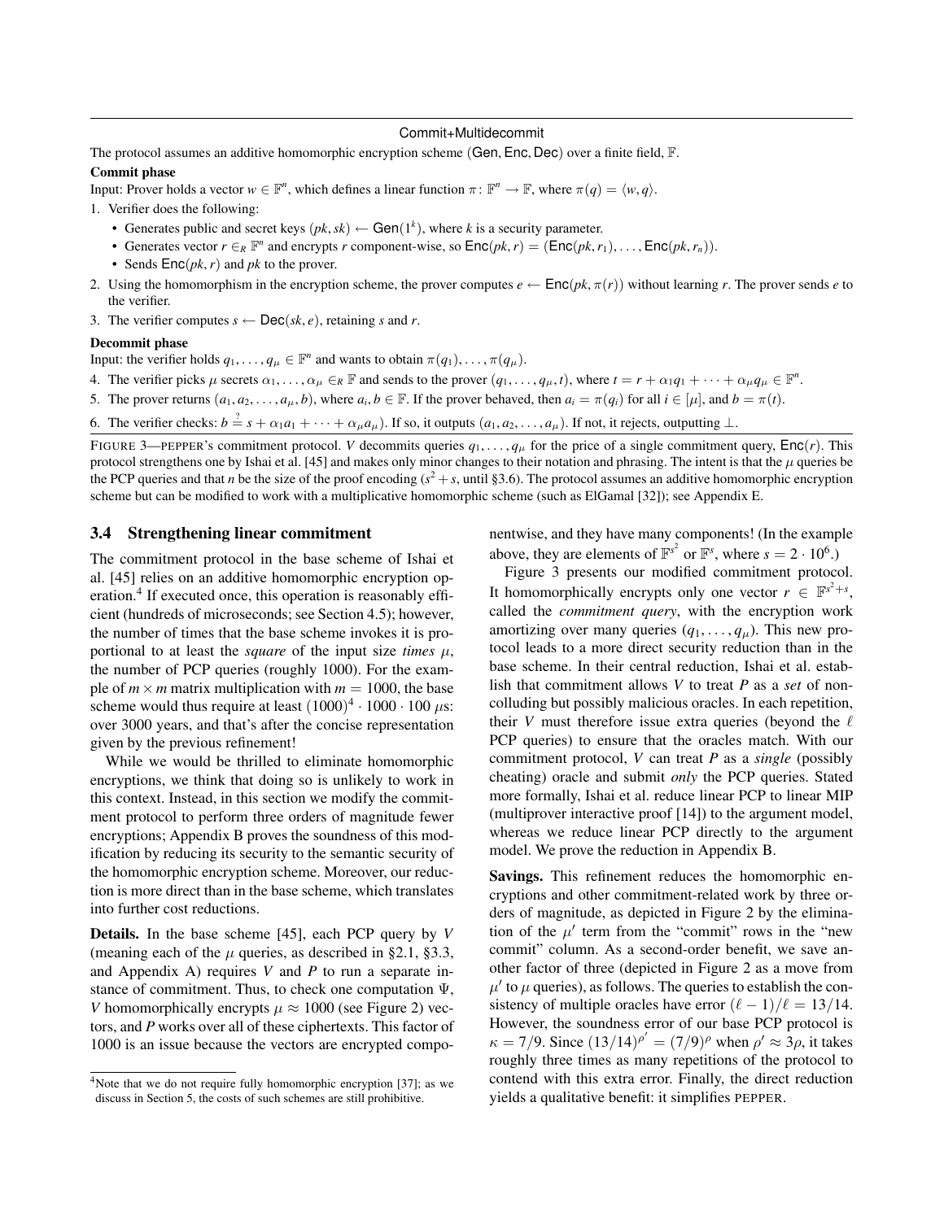**Commit+Multidecommit**

The protocol assumes an additive homomorphic encryption scheme (Gen, Enc, Dec) over a finite field, $\mathbb{F}$.

**Commit phase**

Input: Prover holds a vector $w \in \mathbb{F}^n$, which defines a linear function $\pi \colon \mathbb{F}^n \to \mathbb{F}$, where $\pi(q) = \langle w, q \rangle$.

1. Verifier does the following:
   - Generates public and secret keys $(pk, sk) \leftarrow \mathsf{Gen}(1^k)$, where $k$ is a security parameter.
   - Generates vector $r \in_R \mathbb{F}^n$ and encrypts $r$ component-wise, so $\mathsf{Enc}(pk, r) = (\mathsf{Enc}(pk, r_1), \ldots, \mathsf{Enc}(pk, r_n))$.
   - Sends $\mathsf{Enc}(pk, r)$ and $pk$ to the prover.
2. Using the homomorphism in the encryption scheme, the prover computes $e \leftarrow \mathsf{Enc}(pk, \pi(r))$ without learning $r$. The prover sends $e$ to the verifier.
3. The verifier computes $s \leftarrow \mathsf{Dec}(sk, e)$, retaining $s$ and $r$.

**Decommit phase**

Input: the verifier holds $q_1, \ldots, q_\mu \in \mathbb{F}^n$ and wants to obtain $\pi(q_1), \ldots, \pi(q_\mu)$.

4. The verifier picks $\mu$ secrets $\alpha_1, \ldots, \alpha_\mu \in_R \mathbb{F}$ and sends to the prover $(q_1, \ldots, q_\mu, t)$, where $t = r + \alpha_1 q_1 + \cdots + \alpha_\mu q_\mu \in \mathbb{F}^n$.
5. The prover returns $(a_1, a_2, \ldots, a_\mu, b)$, where $a_i, b \in \mathbb{F}$. If the prover behaved, then $a_i = \pi(q_i)$ for all $i \in [\mu]$, and $b = \pi(t)$.
6. The verifier checks: $b \stackrel{?}{=} s + \alpha_1 a_1 + \cdots + \alpha_\mu a_\mu$. If so, it outputs $(a_1, a_2, \ldots, a_\mu)$. If not, it rejects, outputting $\perp$.

FIGURE 3—PEPPER's commitment protocol. $V$ decommits queries $q_1, \ldots, q_\mu$ for the price of a single commitment query, $\mathsf{Enc}(r)$. This protocol strengthens one by Ishai et al. [45] and makes only minor changes to their notation and phrasing. The intent is that the $\mu$ queries be the PCP queries and that $n$ be the size of the proof encoding ($s^2 + s$, until §3.6). The protocol assumes an additive homomorphic encryption scheme but can be modified to work with a multiplicative homomorphic scheme (such as ElGamal [32]); see Appendix E.

## 3.4 Strengthening linear commitment

The commitment protocol in the base scheme of Ishai et al. [45] relies on an additive homomorphic encryption operation.[4] If executed once, this operation is reasonably efficient (hundreds of microseconds; see Section 4.5); however, the number of times that the base scheme invokes it is proportional to at least the *square* of the input size *times* $\mu$, the number of PCP queries (roughly 1000). For the example of $m \times m$ matrix multiplication with $m = 1000$, the base scheme would thus require at least $(1000)^4 \cdot 1000 \cdot 100\ \mu$s: over 3000 years, and that's after the concise representation given by the previous refinement!

While we would be thrilled to eliminate homomorphic encryptions, we think that doing so is unlikely to work in this context. Instead, in this section we modify the commitment protocol to perform three orders of magnitude fewer encryptions; Appendix B proves the soundness of this modification by reducing its security to the semantic security of the homomorphic encryption scheme. Moreover, our reduction is more direct than in the base scheme, which translates into further cost reductions.

**Details.** In the base scheme [45], each PCP query by $V$ (meaning each of the $\mu$ queries, as described in §2.1, §3.3, and Appendix A) requires $V$ and $P$ to run a separate instance of commitment. Thus, to check one computation $\Psi$, $V$ homomorphically encrypts $\mu \approx 1000$ (see Figure 2) vectors, and $P$ works over all of these ciphertexts. This factor of 1000 is an issue because the vectors are encrypted componentwise, and they have many components! (In the example above, they are elements of $\mathbb{F}^{s^2}$ or $\mathbb{F}^s$, where $s = 2 \cdot 10^6$.)

Figure 3 presents our modified commitment protocol. It homomorphically encrypts only one vector $r \in \mathbb{F}^{s^2+s}$, called the *commitment query*, with the encryption work amortizing over many queries $(q_1, \ldots, q_\mu)$. This new protocol leads to a more direct security reduction than in the base scheme. In their central reduction, Ishai et al. establish that commitment allows $V$ to treat $P$ as a *set* of non-colluding but possibly malicious oracles. In each repetition, their $V$ must therefore issue extra queries (beyond the $\ell$ PCP queries) to ensure that the oracles match. With our commitment protocol, $V$ can treat $P$ as a *single* (possibly cheating) oracle and submit *only* the PCP queries. Stated more formally, Ishai et al. reduce linear PCP to linear MIP (multiprover interactive proof [14]) to the argument model, whereas we reduce linear PCP directly to the argument model. We prove the reduction in Appendix B.

**Savings.** This refinement reduces the homomorphic encryptions and other commitment-related work by three orders of magnitude, as depicted in Figure 2 by the elimination of the $\mu'$ term from the "commit" rows in the "new commit" column. As a second-order benefit, we save another factor of three (depicted in Figure 2 as a move from $\mu'$ to $\mu$ queries), as follows. The queries to establish the consistency of multiple oracles have error $(\ell - 1)/\ell = 13/14$. However, the soundness error of our base PCP protocol is $\kappa = 7/9$. Since $(13/14)^{\rho'} = (7/9)^{\rho}$ when $\rho' \approx 3\rho$, it takes roughly three times as many repetitions of the protocol to contend with this extra error. Finally, the direct reduction yields a qualitative benefit: it simplifies PEPPER.

[4] Note that we do not require fully homomorphic encryption [37]; as we discuss in Section 5, the costs of such schemes are still prohibitive.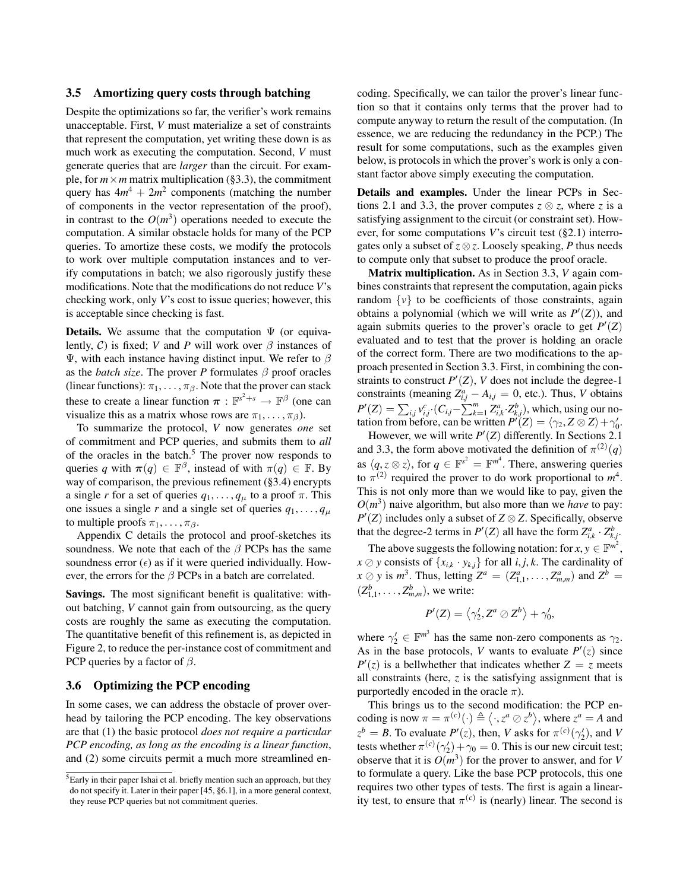### 3.5 Amortizing query costs through batching

Despite the optimizations so far, the verifier's work remains unacceptable. First, $V$ must materialize a set of constraints that represent the computation, yet writing these down is as much work as executing the computation. Second, $V$ must generate queries that are *larger* than the circuit. For example, for $m \times m$ matrix multiplication (§3.3), the commitment query has $4m^4 + 2m^2$ components (matching the number of components in the vector representation of the proof), in contrast to the $O(m^3)$ operations needed to execute the computation. A similar obstacle holds for many of the PCP queries. To amortize these costs, we modify the protocols to work over multiple computation instances and to verify computations in batch; we also rigorously justify these modifications. Note that the modifications do not reduce $V$'s checking work, only $V$'s cost to issue queries; however, this is acceptable since checking is fast.

**Details.** We assume that the computation $\Psi$ (or equivalently, $\mathcal{C}$) is fixed; $V$ and $P$ will work over $\beta$ instances of $\Psi$, with each instance having distinct input. We refer to $\beta$ as the *batch size*. The prover $P$ formulates $\beta$ proof oracles (linear functions): $\pi_1, \ldots, \pi_\beta$. Note that the prover can stack these to create a linear function $\boldsymbol{\pi} : \mathbb{F}^{s^2+s} \to \mathbb{F}^\beta$ (one can visualize this as a matrix whose rows are $\pi_1, \ldots, \pi_\beta$).

To summarize the protocol, $V$ now generates *one* set of commitment and PCP queries, and submits them to *all* of the oracles in the batch.[5] The prover now responds to queries $q$ with $\boldsymbol{\pi}(q) \in \mathbb{F}^\beta$, instead of with $\pi(q) \in \mathbb{F}$. By way of comparison, the previous refinement (§3.4) encrypts a single $r$ for a set of queries $q_1, \ldots, q_\mu$ to a proof $\pi$. This one issues a single $r$ and a single set of queries $q_1, \ldots, q_\mu$ to multiple proofs $\pi_1, \ldots, \pi_\beta$.

Appendix C details the protocol and proof-sketches its soundness. We note that each of the $\beta$ PCPs has the same soundness error ($\epsilon$) as if it were queried individually. However, the errors for the $\beta$ PCPs in a batch are correlated.

**Savings.** The most significant benefit is qualitative: without batching, $V$ cannot gain from outsourcing, as the query costs are roughly the same as executing the computation. The quantitative benefit of this refinement is, as depicted in Figure 2, to reduce the per-instance cost of commitment and PCP queries by a factor of $\beta$.

### 3.6 Optimizing the PCP encoding

In some cases, we can address the obstacle of prover overhead by tailoring the PCP encoding. The key observations are that (1) the basic protocol *does not require a particular PCP encoding, as long as the encoding is a linear function*, and (2) some circuits permit a much more streamlined encoding. Specifically, we can tailor the prover's linear function so that it contains only terms that the prover had to compute anyway to return the result of the computation. (In essence, we are reducing the redundancy in the PCP.) The result for some computations, such as the examples given below, is protocols in which the prover's work is only a constant factor above simply executing the computation.

**Details and examples.** Under the linear PCPs in Sections 2.1 and 3.3, the prover computes $z \otimes z$, where $z$ is a satisfying assignment to the circuit (or constraint set). However, for some computations $V$'s circuit test (§2.1) interrogates only a subset of $z \otimes z$. Loosely speaking, $P$ thus needs to compute only that subset to produce the proof oracle.

**Matrix multiplication.** As in Section 3.3, $V$ again combines constraints that represent the computation, again picks random $\{v\}$ to be coefficients of those constraints, again obtains a polynomial (which we will write as $P'(Z)$), and again submits queries to the prover's oracle to get $P'(Z)$ evaluated and to test that the prover is holding an oracle of the correct form. There are two modifications to the approach presented in Section 3.3. First, in combining the constraints to construct $P'(Z)$, $V$ does not include the degree-1 constraints (meaning $Z^a_{i,j} - A_{i,j} = 0$, etc.). Thus, $V$ obtains $P'(Z) = \sum_{i,j} v^c_{i,j} \cdot (C_{i,j} - \sum_{k=1}^{m} Z^a_{i,k} \cdot Z^b_{k,j})$, which, using our notation from before, can be written $P'(Z) = \langle \gamma_2, Z \otimes Z \rangle + \gamma'_0$.

However, we will write $P'(Z)$ differently. In Sections 2.1 and 3.3, the form above motivated the definition of $\pi^{(2)}(q)$ as $\langle q, z \otimes z \rangle$, for $q \in \mathbb{F}^{s^2} = \mathbb{F}^{m^4}$. There, answering queries to $\pi^{(2)}$ required the prover to do work proportional to $m^4$. This is not only more than we would like to pay, given the $O(m^3)$ naive algorithm, but also more than we *have* to pay: $P'(Z)$ includes only a subset of $Z \otimes Z$. Specifically, observe that the degree-2 terms in $P'(Z)$ all have the form $Z^a_{i,k} \cdot Z^b_{k,j}$.

The above suggests the following notation: for $x, y \in \mathbb{F}^{m^2}$, $x \oslash y$ consists of $\{x_{i,k} \cdot y_{k,j}\}$ for all $i, j, k$. The cardinality of $x \oslash y$ is $m^3$. Thus, letting $Z^a = (Z^a_{1,1}, \ldots, Z^a_{m,m})$ and $Z^b = (Z^b_{1,1}, \ldots, Z^b_{m,m})$, we write:

$$P'(Z) = \left\langle \gamma'_2, Z^a \oslash Z^b \right\rangle + \gamma'_0,$$

where $\gamma'_2 \in \mathbb{F}^{m^3}$ has the same non-zero components as $\gamma_2$. As in the base protocols, $V$ wants to evaluate $P'(z)$ since $P'(z)$ is a bellwhether that indicates whether $Z = z$ meets all constraints (here, $z$ is the satisfying assignment that is purportedly encoded in the oracle $\pi$).

This brings us to the second modification: the PCP encoding is now $\pi = \pi^{(c)}(\cdot) \triangleq \langle \cdot, z^a \oslash z^b \rangle$, where $z^a = A$ and $z^b = B$. To evaluate $P'(z)$, then, $V$ asks for $\pi^{(c)}(\gamma'_2)$, and $V$ tests whether $\pi^{(c)}(\gamma'_2) + \gamma_0 = 0$. This is our new circuit test; observe that it is $O(m^3)$ for the prover to answer, and for $V$ to formulate a query. Like the base PCP protocols, this one requires two other types of tests. The first is again a linearity test, to ensure that $\pi^{(c)}$ is (nearly) linear. The second is

[5] Early in their paper Ishai et al. briefly mention such an approach, but they do not specify it. Later in their paper [45, §6.1], in a more general context, they reuse PCP queries but not commitment queries.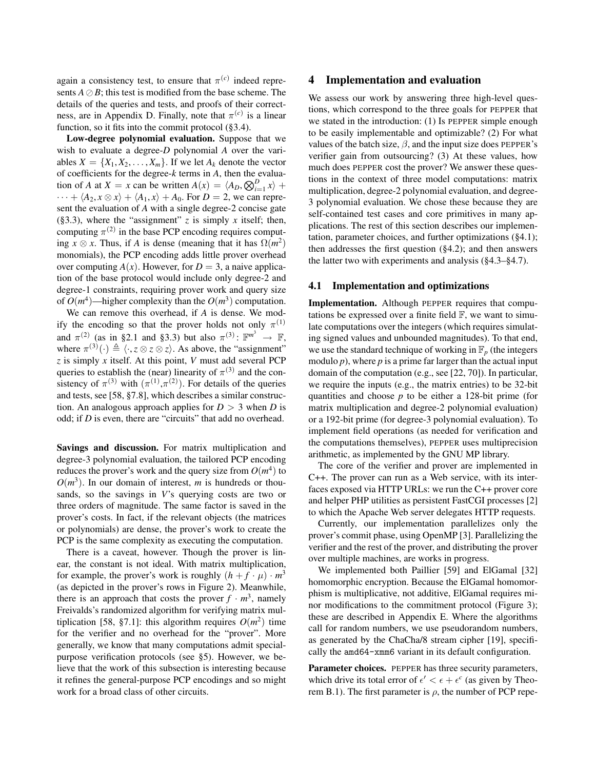again a consistency test, to ensure that $\pi^{(c)}$ indeed represents $A \oslash B$; this test is modified from the base scheme. The details of the queries and tests, and proofs of their correctness, are in Appendix D. Finally, note that $\pi^{(c)}$ is a linear function, so it fits into the commit protocol (§3.4).

**Low-degree polynomial evaluation.** Suppose that we wish to evaluate a degree-$D$ polynomial $A$ over the variables $X = \{X_1, X_2, \ldots, X_m\}$. If we let $A_k$ denote the vector of coefficients for the degree-$k$ terms in $A$, then the evaluation of $A$ at $X = x$ can be written $A(x) = \langle A_D, \bigotimes_{i=1}^{D} x \rangle + \cdots + \langle A_2, x \otimes x \rangle + \langle A_1, x \rangle + A_0$. For $D = 2$, we can represent the evaluation of $A$ with a single degree-2 concise gate (§3.3), where the "assignment" $z$ is simply $x$ itself; then, computing $\pi^{(2)}$ in the base PCP encoding requires computing $x \otimes x$. Thus, if $A$ is dense (meaning that it has $\Omega(m^2)$ monomials), the PCP encoding adds little prover overhead over computing $A(x)$. However, for $D = 3$, a naive application of the base protocol would include only degree-2 and degree-1 constraints, requiring prover work and query size of $O(m^4)$—higher complexity than the $O(m^3)$ computation.

We can remove this overhead, if $A$ is dense. We modify the encoding so that the prover holds not only $\pi^{(1)}$ and $\pi^{(2)}$ (as in §2.1 and §3.3) but also $\pi^{(3)} : \mathbb{F}^{m^3} \to \mathbb{F}$, where $\pi^{(3)}(\cdot) \triangleq \langle \cdot, z \otimes z \otimes z \rangle$. As above, the "assignment" $z$ is simply $x$ itself. At this point, $V$ must add several PCP queries to establish the (near) linearity of $\pi^{(3)}$ and the consistency of $\pi^{(3)}$ with $(\pi^{(1)}, \pi^{(2)})$. For details of the queries and tests, see [58, §7.8], which describes a similar construction. An analogous approach applies for $D > 3$ when $D$ is odd; if $D$ is even, there are "circuits" that add no overhead.

**Savings and discussion.** For matrix multiplication and degree-3 polynomial evaluation, the tailored PCP encoding reduces the prover's work and the query size from $O(m^4)$ to $O(m^3)$. In our domain of interest, $m$ is hundreds or thousands, so the savings in $V$'s querying costs are two or three orders of magnitude. The same factor is saved in the prover's costs. In fact, if the relevant objects (the matrices or polynomials) are dense, the prover's work to create the PCP is the same complexity as executing the computation.

There is a caveat, however. Though the prover is linear, the constant is not ideal. With matrix multiplication, for example, the prover's work is roughly $(h + f \cdot \mu) \cdot m^3$ (as depicted in the prover's rows in Figure 2). Meanwhile, there is an approach that costs the prover $f \cdot m^3$, namely Freivalds's randomized algorithm for verifying matrix multiplication [58, §7.1]: this algorithm requires $O(m^2)$ time for the verifier and no overhead for the "prover". More generally, we know that many computations admit special-purpose verification protocols (see §5). However, we believe that the work of this subsection is interesting because it refines the general-purpose PCP encodings and so might work for a broad class of other circuits.

## 4 Implementation and evaluation

We assess our work by answering three high-level questions, which correspond to the three goals for PEPPER that we stated in the introduction: (1) Is PEPPER simple enough to be easily implementable and optimizable? (2) For what values of the batch size, $\beta$, and the input size does PEPPER's verifier gain from outsourcing? (3) At these values, how much does PEPPER cost the prover? We answer these questions in the context of three model computations: matrix multiplication, degree-2 polynomial evaluation, and degree-3 polynomial evaluation. We chose these because they are self-contained test cases and core primitives in many applications. The rest of this section describes our implementation, parameter choices, and further optimizations (§4.1); then addresses the first question (§4.2); and then answers the latter two with experiments and analysis (§4.3–§4.7).

### 4.1 Implementation and optimizations

**Implementation.** Although PEPPER requires that computations be expressed over a finite field $\mathbb{F}$, we want to simulate computations over the integers (which requires simulating signed values and unbounded magnitudes). To that end, we use the standard technique of working in $\mathbb{F}_p$ (the integers modulo $p$), where $p$ is a prime far larger than the actual input domain of the computation (e.g., see [22, 70]). In particular, we require the inputs (e.g., the matrix entries) to be 32-bit quantities and choose $p$ to be either a 128-bit prime (for matrix multiplication and degree-2 polynomial evaluation) or a 192-bit prime (for degree-3 polynomial evaluation). To implement field operations (as needed for verification and the computations themselves), PEPPER uses multiprecision arithmetic, as implemented by the GNU MP library.

The core of the verifier and prover are implemented in C++. The prover can run as a Web service, with its interfaces exposed via HTTP URLs: we run the C++ prover core and helper PHP utilities as persistent FastCGI processes [2] to which the Apache Web server delegates HTTP requests.

Currently, our implementation parallelizes only the prover's commit phase, using OpenMP [3]. Parallelizing the verifier and the rest of the prover, and distributing the prover over multiple machines, are works in progress.

We implemented both Paillier [59] and ElGamal [32] homomorphic encryption. Because the ElGamal homomorphism is multiplicative, not additive, ElGamal requires minor modifications to the commitment protocol (Figure 3); these are described in Appendix E. Where the algorithms call for random numbers, we use pseudorandom numbers, as generated by the ChaCha/8 stream cipher [19], specifically the `amd64-xmm6` variant in its default configuration.

**Parameter choices.** PEPPER has three security parameters, which drive its total error of $\epsilon' < \epsilon + \epsilon^c$ (as given by Theorem B.1). The first parameter is $\rho$, the number of PCP repe-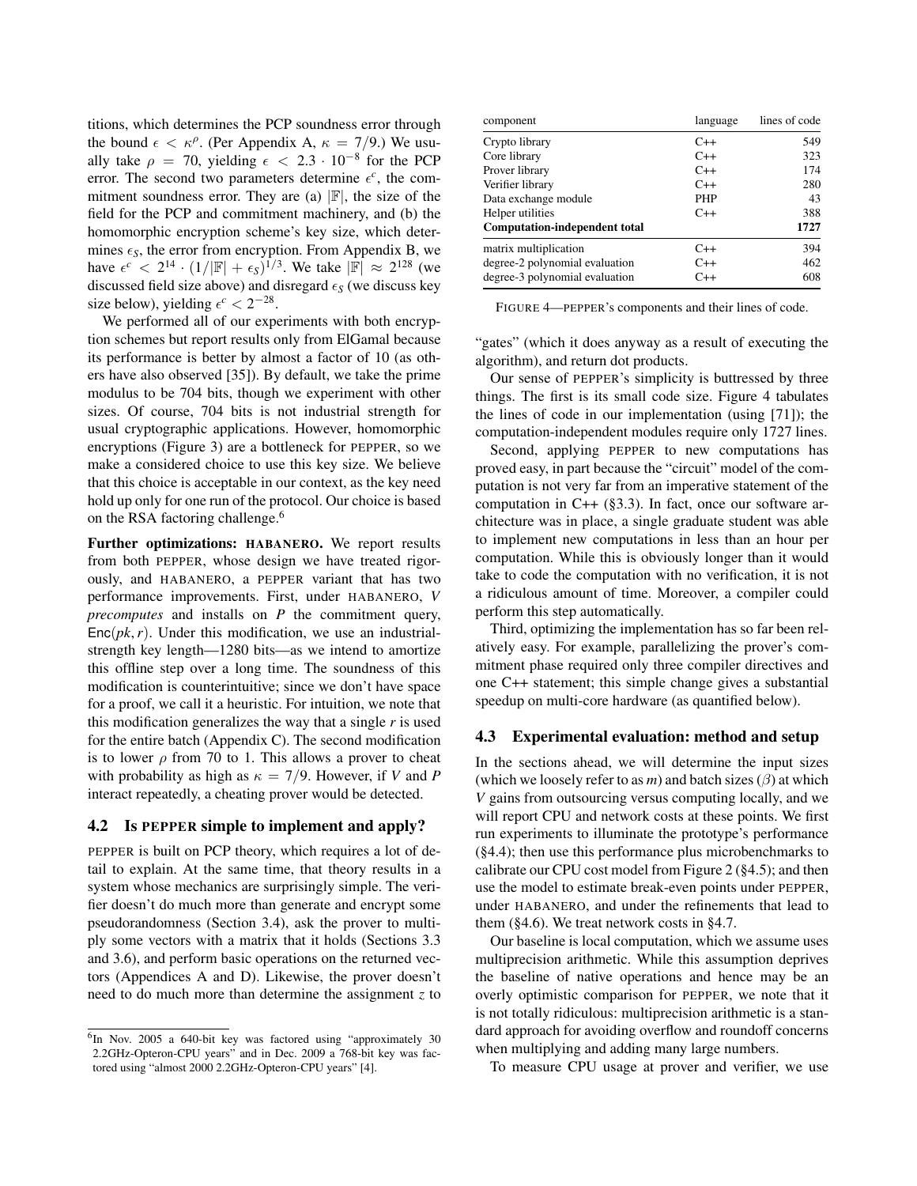titions, which determines the PCP soundness error through the bound $\epsilon < \kappa^\rho$. (Per Appendix A, $\kappa = 7/9$.) We usually take $\rho = 70$, yielding $\epsilon < 2.3 \cdot 10^{-8}$ for the PCP error. The second two parameters determine $\epsilon^c$, the commitment soundness error. They are (a) $|\mathbb{F}|$, the size of the field for the PCP and commitment machinery, and (b) the homomorphic encryption scheme's key size, which determines $\epsilon_S$, the error from encryption. From Appendix B, we have $\epsilon^c < 2^{14} \cdot (1/|\mathbb{F}| + \epsilon_S)^{1/3}$. We take $|\mathbb{F}| \approx 2^{128}$ (we discussed field size above) and disregard $\epsilon_S$ (we discuss key size below), yielding $\epsilon^c < 2^{-28}$.

We performed all of our experiments with both encryption schemes but report results only from ElGamal because its performance is better by almost a factor of 10 (as others have also observed [35]). By default, we take the prime modulus to be 704 bits, though we experiment with other sizes. Of course, 704 bits is not industrial strength for usual cryptographic applications. However, homomorphic encryptions (Figure 3) are a bottleneck for PEPPER, so we make a considered choice to use this key size. We believe that this choice is acceptable in our context, as the key need hold up only for one run of the protocol. Our choice is based on the RSA factoring challenge.[6]

**Further optimizations: HABANERO.** We report results from both PEPPER, whose design we have treated rigorously, and HABANERO, a PEPPER variant that has two performance improvements. First, under HABANERO, *V precomputes* and installs on *P* the commitment query, $\mathsf{Enc}(pk, r)$. Under this modification, we use an industrial-strength key length—1280 bits—as we intend to amortize this offline step over a long time. The soundness of this modification is counterintuitive; since we don't have space for a proof, we call it a heuristic. For intuition, we note that this modification generalizes the way that a single $r$ is used for the entire batch (Appendix C). The second modification is to lower $\rho$ from 70 to 1. This allows a prover to cheat with probability as high as $\kappa = 7/9$. However, if *V* and *P* interact repeatedly, a cheating prover would be detected.

## 4.2 Is PEPPER simple to implement and apply?

PEPPER is built on PCP theory, which requires a lot of detail to explain. At the same time, that theory results in a system whose mechanics are surprisingly simple. The verifier doesn't do much more than generate and encrypt some pseudorandomness (Section 3.4), ask the prover to multiply some vectors with a matrix that it holds (Sections 3.3 and 3.6), and perform basic operations on the returned vectors (Appendices A and D). Likewise, the prover doesn't need to do much more than determine the assignment $z$ to "gates" (which it does anyway as a result of executing the algorithm), and return dot products.

| component | language | lines of code |
|---|---|---|
| Crypto library | C++ | 549 |
| Core library | C++ | 323 |
| Prover library | C++ | 174 |
| Verifier library | C++ | 280 |
| Data exchange module | PHP | 43 |
| Helper utilities | C++ | 388 |
| **Computation-independent total** | | **1727** |
| matrix multiplication | C++ | 394 |
| degree-2 polynomial evaluation | C++ | 462 |
| degree-3 polynomial evaluation | C++ | 608 |

FIGURE 4—PEPPER's components and their lines of code.

Our sense of PEPPER's simplicity is buttressed by three things. The first is its small code size. Figure 4 tabulates the lines of code in our implementation (using [71]); the computation-independent modules require only 1727 lines.

Second, applying PEPPER to new computations has proved easy, in part because the "circuit" model of the computation is not very far from an imperative statement of the computation in C++ (§3.3). In fact, once our software architecture was in place, a single graduate student was able to implement new computations in less than an hour per computation. While this is obviously longer than it would take to code the computation with no verification, it is not a ridiculous amount of time. Moreover, a compiler could perform this step automatically.

Third, optimizing the implementation has so far been relatively easy. For example, parallelizing the prover's commitment phase required only three compiler directives and one C++ statement; this simple change gives a substantial speedup on multi-core hardware (as quantified below).

## 4.3 Experimental evaluation: method and setup

In the sections ahead, we will determine the input sizes (which we loosely refer to as $m$) and batch sizes ($\beta$) at which *V* gains from outsourcing versus computing locally, and we will report CPU and network costs at these points. We first run experiments to illuminate the prototype's performance (§4.4); then use this performance plus microbenchmarks to calibrate our CPU cost model from Figure 2 (§4.5); and then use the model to estimate break-even points under PEPPER, under HABANERO, and under the refinements that lead to them (§4.6). We treat network costs in §4.7.

Our baseline is local computation, which we assume uses multiprecision arithmetic. While this assumption deprives the baseline of native operations and hence may be an overly optimistic comparison for PEPPER, we note that it is not totally ridiculous: multiprecision arithmetic is a standard approach for avoiding overflow and roundoff concerns when multiplying and adding many large numbers.

To measure CPU usage at prover and verifier, we use

[6] In Nov. 2005 a 640-bit key was factored using "approximately 30 2.2GHz-Opteron-CPU years" and in Dec. 2009 a 768-bit key was factored using "almost 2000 2.2GHz-Opteron-CPU years" [4].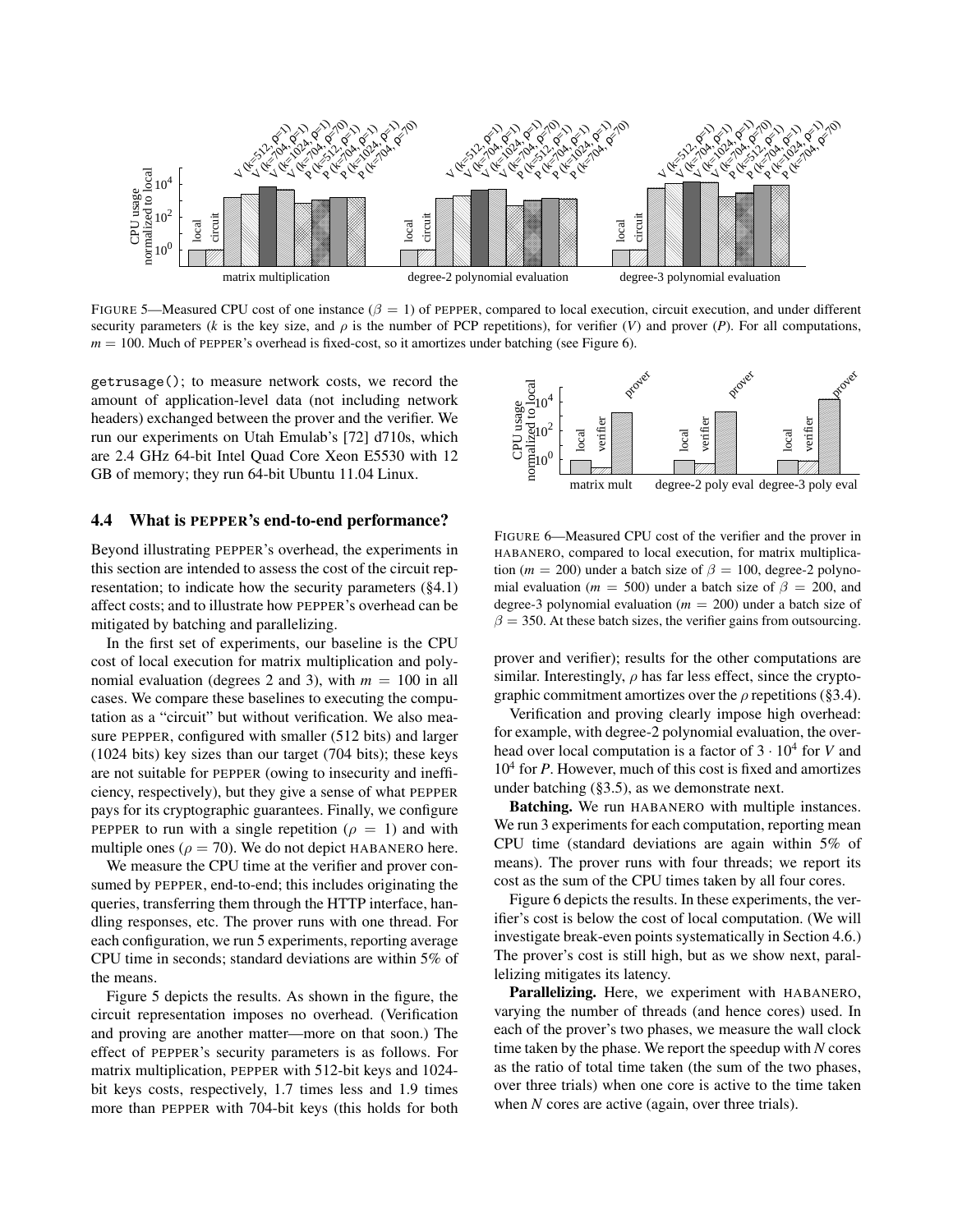FIGURE 5—Measured CPU cost of one instance ($\beta = 1$) of PEPPER, compared to local execution, circuit execution, and under different security parameters ($k$ is the key size, and $\rho$ is the number of PCP repetitions), for verifier ($V$) and prover ($P$). For all computations, $m = 100$. Much of PEPPER's overhead is fixed-cost, so it amortizes under batching (see Figure 6).

getrusage(); to measure network costs, we record the amount of application-level data (not including network headers) exchanged between the prover and the verifier. We run our experiments on Utah Emulab's [72] d710s, which are 2.4 GHz 64-bit Intel Quad Core Xeon E5530 with 12 GB of memory; they run 64-bit Ubuntu 11.04 Linux.

## 4.4 What is PEPPER's end-to-end performance?

Beyond illustrating PEPPER's overhead, the experiments in this section are intended to assess the cost of the circuit representation; to indicate how the security parameters (§4.1) affect costs; and to illustrate how PEPPER's overhead can be mitigated by batching and parallelizing.

In the first set of experiments, our baseline is the CPU cost of local execution for matrix multiplication and polynomial evaluation (degrees 2 and 3), with $m = 100$ in all cases. We compare these baselines to executing the computation as a "circuit" but without verification. We also measure PEPPER, configured with smaller (512 bits) and larger (1024 bits) key sizes than our target (704 bits); these keys are not suitable for PEPPER (owing to insecurity and inefficiency, respectively), but they give a sense of what PEPPER pays for its cryptographic guarantees. Finally, we configure PEPPER to run with a single repetition ($\rho = 1$) and with multiple ones ($\rho = 70$). We do not depict HABANERO here.

We measure the CPU time at the verifier and prover consumed by PEPPER, end-to-end; this includes originating the queries, transferring them through the HTTP interface, handling responses, etc. The prover runs with one thread. For each configuration, we run 5 experiments, reporting average CPU time in seconds; standard deviations are within 5% of the means.

Figure 5 depicts the results. As shown in the figure, the circuit representation imposes no overhead. (Verification and proving are another matter—more on that soon.) The effect of PEPPER's security parameters is as follows. For matrix multiplication, PEPPER with 512-bit keys and 1024-bit keys costs, respectively, 1.7 times less and 1.9 times more than PEPPER with 704-bit keys (this holds for both prover and verifier); results for the other computations are similar. Interestingly, $\rho$ has far less effect, since the cryptographic commitment amortizes over the $\rho$ repetitions (§3.4).

FIGURE 6—Measured CPU cost of the verifier and the prover in HABANERO, compared to local execution, for matrix multiplication ($m = 200$) under a batch size of $\beta = 100$, degree-2 polynomial evaluation ($m = 500$) under a batch size of $\beta = 200$, and degree-3 polynomial evaluation ($m = 200$) under a batch size of $\beta = 350$. At these batch sizes, the verifier gains from outsourcing.

Verification and proving clearly impose high overhead: for example, with degree-2 polynomial evaluation, the overhead over local computation is a factor of $3 \cdot 10^4$ for $V$ and $10^4$ for $P$. However, much of this cost is fixed and amortizes under batching (§3.5), as we demonstrate next.

**Batching.** We run HABANERO with multiple instances. We run 3 experiments for each computation, reporting mean CPU time (standard deviations are again within 5% of means). The prover runs with four threads; we report its cost as the sum of the CPU times taken by all four cores.

Figure 6 depicts the results. In these experiments, the verifier's cost is below the cost of local computation. (We will investigate break-even points systematically in Section 4.6.) The prover's cost is still high, but as we show next, parallelizing mitigates its latency.

**Parallelizing.** Here, we experiment with HABANERO, varying the number of threads (and hence cores) used. In each of the prover's two phases, we measure the wall clock time taken by the phase. We report the speedup with $N$ cores as the ratio of total time taken (the sum of the two phases, over three trials) when one core is active to the time taken when $N$ cores are active (again, over three trials).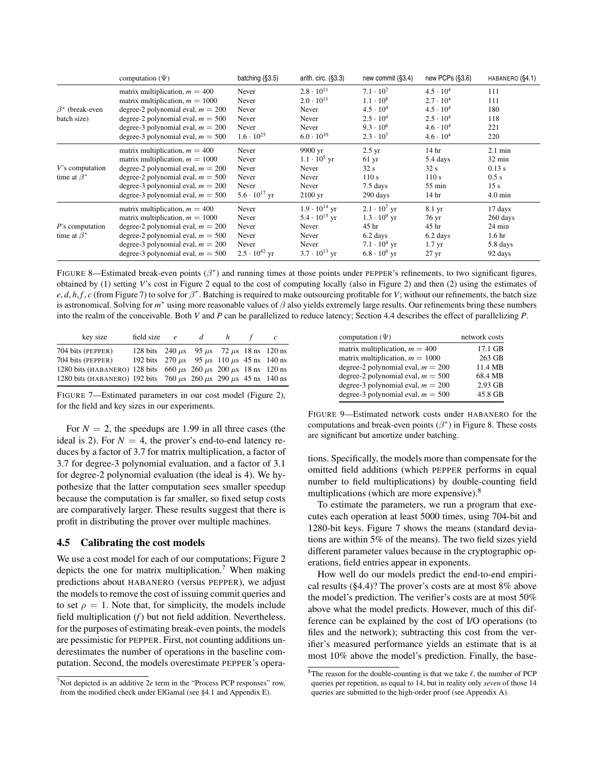| | computation ($\Psi$) | batching (§3.5) | arith. circ. (§3.3) | new commit (§3.4) | new PCPs (§3.6) | HABANERO (§4.1) |
|---|---|---|---|---|---|---|
| $\beta^*$ (break-even batch size) | matrix multiplication, $m = 400$ | Never | $2.8 \cdot 10^{11}$ | $7.1 \cdot 10^{7}$ | $4.5 \cdot 10^{4}$ | 111 |
| | matrix multiplication, $m = 1000$ | Never | $2.0 \cdot 10^{11}$ | $1.1 \cdot 10^{8}$ | $2.7 \cdot 10^{4}$ | 111 |
| | degree-2 polynomial eval, $m = 200$ | Never | Never | $4.5 \cdot 10^{4}$ | $4.5 \cdot 10^{4}$ | 180 |
| | degree-2 polynomial eval, $m = 500$ | Never | Never | $2.5 \cdot 10^{4}$ | $2.5 \cdot 10^{4}$ | 118 |
| | degree-3 polynomial eval, $m = 200$ | Never | Never | $9.3 \cdot 10^{6}$ | $4.6 \cdot 10^{4}$ | 221 |
| | degree-3 polynomial eval, $m = 500$ | $1.6 \cdot 10^{25}$ | $6.0 \cdot 10^{10}$ | $2.3 \cdot 10^{7}$ | $4.6 \cdot 10^{4}$ | 220 |
| $V$'s computation time at $\beta^*$ | matrix multiplication, $m = 400$ | Never | 9900 yr | 2.5 yr | 14 hr | 2.1 min |
| | matrix multiplication, $m = 1000$ | Never | $1.1 \cdot 10^{5}$ yr | 61 yr | 5.4 days | 32 min |
| | degree-2 polynomial eval, $m = 200$ | Never | Never | 32 s | 32 s | 0.13 s |
| | degree-2 polynomial eval, $m = 500$ | Never | Never | 110 s | 110 s | 0.5 s |
| | degree-3 polynomial eval, $m = 200$ | Never | Never | 7.5 days | 55 min | 15 s |
| | degree-3 polynomial eval, $m = 500$ | $5.6 \cdot 10^{17}$ yr | 2100 yr | 290 days | 14 hr | 4.0 min |
| $P$'s computation time at $\beta^*$ | matrix multiplication, $m = 400$ | Never | $1.9 \cdot 10^{14}$ yr | $2.1 \cdot 10^{7}$ yr | 8.1 yr | 17 days |
| | matrix multiplication, $m = 1000$ | Never | $5.4 \cdot 10^{15}$ yr | $1.3 \cdot 10^{9}$ yr | 76 yr | 260 days |
| | degree-2 polynomial eval, $m = 200$ | Never | Never | 45 hr | 45 hr | 24 min |
| | degree-2 polynomial eval, $m = 500$ | Never | Never | 6.2 days | 6.2 days | 1.6 hr |
| | degree-3 polynomial eval, $m = 200$ | Never | Never | $7.1 \cdot 10^{4}$ yr | 1.7 yr | 5.8 days |
| | degree-3 polynomial eval, $m = 500$ | $2.5 \cdot 10^{42}$ yr | $3.7 \cdot 10^{13}$ yr | $6.8 \cdot 10^{6}$ yr | 27 yr | 92 days |

FIGURE 8—Estimated break-even points ($\beta^*$) and running times at those points under PEPPER's refinements, to two significant figures, obtained by (1) setting $V$'s cost in Figure 2 equal to the cost of computing locally (also in Figure 2) and then (2) using the estimates of $e, d, h, f, c$ (from Figure 7) to solve for $\beta^*$. Batching is required to make outsourcing profitable for $V$; without our refinements, the batch size is astronomical. Solving for $m^*$ using more reasonable values of $\beta$ also yields extremely large results. Our refinements bring these numbers into the realm of the conceivable. Both $V$ and $P$ can be parallelized to reduce latency; Section 4.4 describes the effect of parallelizing $P$.

| key size | field size | $e$ | $d$ | $h$ | $f$ | $c$ |
|---|---|---|---|---|---|---|
| 704 bits (PEPPER) | 128 bits | 240 $\mu$s | 95 $\mu$s | 72 $\mu$s | 18 ns | 120 ns |
| 704 bits (PEPPER) | 192 bits | 270 $\mu$s | 95 $\mu$s | 110 $\mu$s | 45 ns | 140 ns |
| 1280 bits (HABANERO) | 128 bits | 660 $\mu$s | 260 $\mu$s | 200 $\mu$s | 18 ns | 120 ns |
| 1280 bits (HABANERO) | 192 bits | 760 $\mu$s | 260 $\mu$s | 290 $\mu$s | 45 ns | 140 ns |

FIGURE 7—Estimated parameters in our cost model (Figure 2), for the field and key sizes in our experiments.

For $N = 2$, the speedups are 1.99 in all three cases (the ideal is 2). For $N = 4$, the prover's end-to-end latency reduces by a factor of 3.7 for matrix multiplication, a factor of 3.7 for degree-3 polynomial evaluation, and a factor of 3.1 for degree-2 polynomial evaluation (the ideal is 4). We hypothesize that the latter computation sees smaller speedup because the computation is far smaller, so fixed setup costs are comparatively larger. These results suggest that there is profit in distributing the prover over multiple machines.

### 4.5 Calibrating the cost models

We use a cost model for each of our computations; Figure 2 depicts the one for matrix multiplication.[7] When making predictions about HABANERO (versus PEPPER), we adjust the models to remove the cost of issuing commit queries and to set $\rho = 1$. Note that, for simplicity, the models include field multiplication ($f$) but not field addition. Nevertheless, for the purposes of estimating break-even points, the models are pessimistic for PEPPER. First, not counting additions underestimates the number of operations in the baseline computation. Second, the models overestimate PEPPER's operations. Specifically, the models more than compensate for the omitted field additions (which PEPPER performs in equal number to field multiplications) by double-counting field multiplications (which are more expensive).[8]

To estimate the parameters, we run a program that executes each operation at least 5000 times, using 704-bit and 1280-bit keys. Figure 7 shows the means (standard deviations are within 5% of the means). The two field sizes yield different parameter values because in the cryptographic operations, field entries appear in exponents.

How well do our models predict the end-to-end empirical results (§4.4)? The prover's costs are at most 8% above the model's prediction. The verifier's costs are at most 50% above what the model predicts. However, much of this difference can be explained by the cost of I/O operations (to files and the network); subtracting this cost from the verifier's measured performance yields an estimate that is at most 10% above the model's prediction. Finally, the base-

| computation ($\Psi$) | network costs |
|---|---|
| matrix multiplication, $m = 400$ | 17.1 GB |
| matrix multiplication, $m = 1000$ | 263 GB |
| degree-2 polynomial eval, $m = 200$ | 11.4 MB |
| degree-2 polynomial eval, $m = 500$ | 68.4 MB |
| degree-3 polynomial eval, $m = 200$ | 2.93 GB |
| degree-3 polynomial eval, $m = 500$ | 45.8 GB |

FIGURE 9—Estimated network costs under HABANERO for the computations and break-even points ($\beta^*$) in Figure 8. These costs are significant but amortize under batching.

[7] Not depicted is an additive $2e$ term in the "Process PCP responses" row, from the modified check under ElGamal (see §4.1 and Appendix E).

[8] The reason for the double-counting is that we take $\ell$, the number of PCP queries per repetition, as equal to 14, but in reality only *seven* of those 14 queries are submitted to the high-order proof (see Appendix A).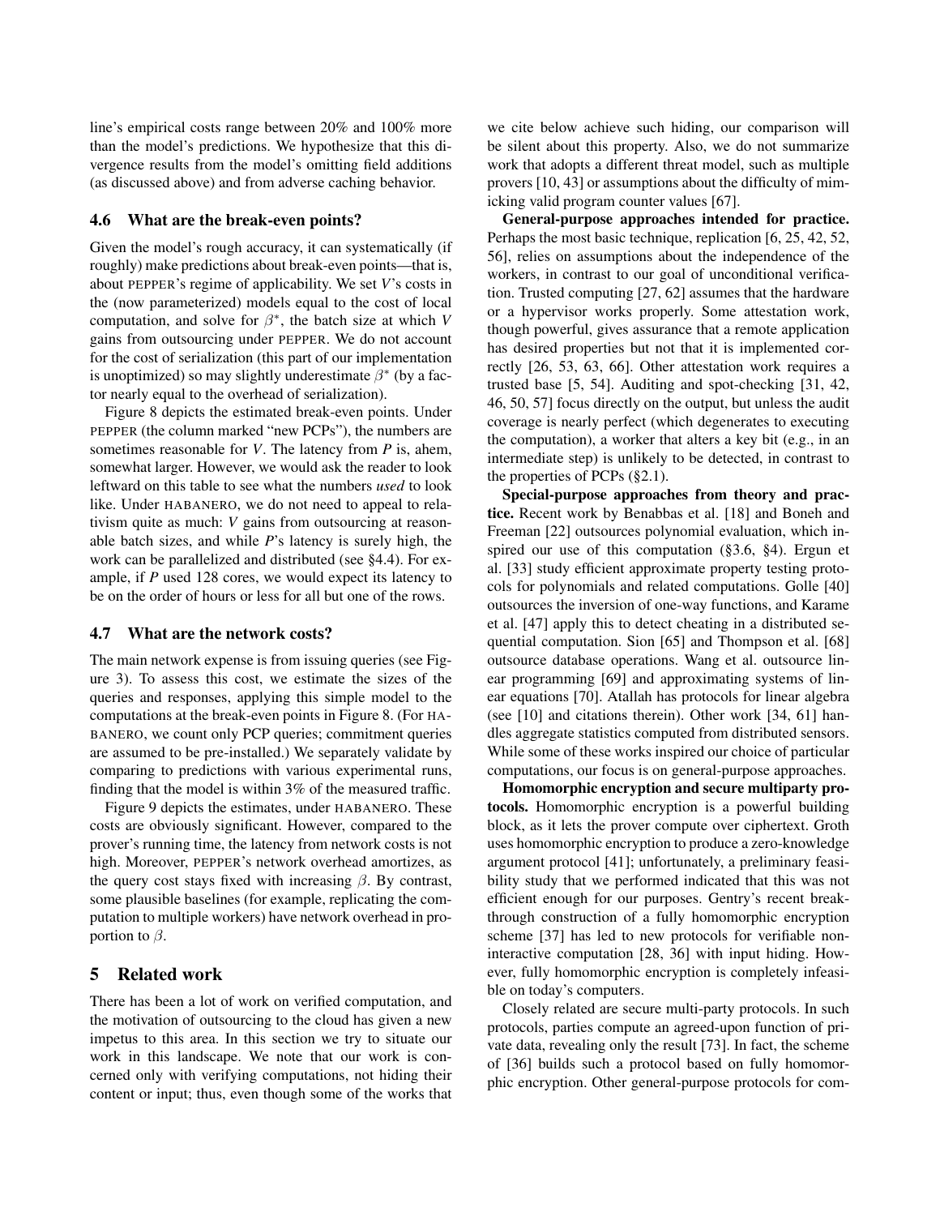line's empirical costs range between 20% and 100% more than the model's predictions. We hypothesize that this divergence results from the model's omitting field additions (as discussed above) and from adverse caching behavior.

### 4.6 What are the break-even points?

Given the model's rough accuracy, it can systematically (if roughly) make predictions about break-even points—that is, about PEPPER's regime of applicability. We set *V*'s costs in the (now parameterized) models equal to the cost of local computation, and solve for $\beta^*$, the batch size at which *V* gains from outsourcing under PEPPER. We do not account for the cost of serialization (this part of our implementation is unoptimized) so may slightly underestimate $\beta^*$ (by a factor nearly equal to the overhead of serialization).

Figure 8 depicts the estimated break-even points. Under PEPPER (the column marked "new PCPs"), the numbers are sometimes reasonable for *V*. The latency from *P* is, ahem, somewhat larger. However, we would ask the reader to look leftward on this table to see what the numbers *used* to look like. Under HABANERO, we do not need to appeal to relativism quite as much: *V* gains from outsourcing at reasonable batch sizes, and while *P*'s latency is surely high, the work can be parallelized and distributed (see §4.4). For example, if *P* used 128 cores, we would expect its latency to be on the order of hours or less for all but one of the rows.

### 4.7 What are the network costs?

The main network expense is from issuing queries (see Figure 3). To assess this cost, we estimate the sizes of the queries and responses, applying this simple model to the computations at the break-even points in Figure 8. (For HABANERO, we count only PCP queries; commitment queries are assumed to be pre-installed.) We separately validate by comparing to predictions with various experimental runs, finding that the model is within 3% of the measured traffic.

Figure 9 depicts the estimates, under HABANERO. These costs are obviously significant. However, compared to the prover's running time, the latency from network costs is not high. Moreover, PEPPER's network overhead amortizes, as the query cost stays fixed with increasing $\beta$. By contrast, some plausible baselines (for example, replicating the computation to multiple workers) have network overhead in proportion to $\beta$.

## 5 Related work

There has been a lot of work on verified computation, and the motivation of outsourcing to the cloud has given a new impetus to this area. In this section we try to situate our work in this landscape. We note that our work is concerned only with verifying computations, not hiding their content or input; thus, even though some of the works that we cite below achieve such hiding, our comparison will be silent about this property. Also, we do not summarize work that adopts a different threat model, such as multiple provers [10, 43] or assumptions about the difficulty of mimicking valid program counter values [67].

**General-purpose approaches intended for practice.** Perhaps the most basic technique, replication [6, 25, 42, 52, 56], relies on assumptions about the independence of the workers, in contrast to our goal of unconditional verification. Trusted computing [27, 62] assumes that the hardware or a hypervisor works properly. Some attestation work, though powerful, gives assurance that a remote application has desired properties but not that it is implemented correctly [26, 53, 63, 66]. Other attestation work requires a trusted base [5, 54]. Auditing and spot-checking [31, 42, 46, 50, 57] focus directly on the output, but unless the audit coverage is nearly perfect (which degenerates to executing the computation), a worker that alters a key bit (e.g., in an intermediate step) is unlikely to be detected, in contrast to the properties of PCPs (§2.1).

**Special-purpose approaches from theory and practice.** Recent work by Benabbas et al. [18] and Boneh and Freeman [22] outsources polynomial evaluation, which inspired our use of this computation (§3.6, §4). Ergun et al. [33] study efficient approximate property testing protocols for polynomials and related computations. Golle [40] outsources the inversion of one-way functions, and Karame et al. [47] apply this to detect cheating in a distributed sequential computation. Sion [65] and Thompson et al. [68] outsource database operations. Wang et al. outsource linear programming [69] and approximating systems of linear equations [70]. Atallah has protocols for linear algebra (see [10] and citations therein). Other work [34, 61] handles aggregate statistics computed from distributed sensors. While some of these works inspired our choice of particular computations, our focus is on general-purpose approaches.

**Homomorphic encryption and secure multiparty protocols.** Homomorphic encryption is a powerful building block, as it lets the prover compute over ciphertext. Groth uses homomorphic encryption to produce a zero-knowledge argument protocol [41]; unfortunately, a preliminary feasibility study that we performed indicated that this was not efficient enough for our purposes. Gentry's recent breakthrough construction of a fully homomorphic encryption scheme [37] has led to new protocols for verifiable non-interactive computation [28, 36] with input hiding. However, fully homomorphic encryption is completely infeasible on today's computers.

Closely related are secure multi-party protocols. In such protocols, parties compute an agreed-upon function of private data, revealing only the result [73]. In fact, the scheme of [36] builds such a protocol based on fully homomorphic encryption. Other general-purpose protocols for com-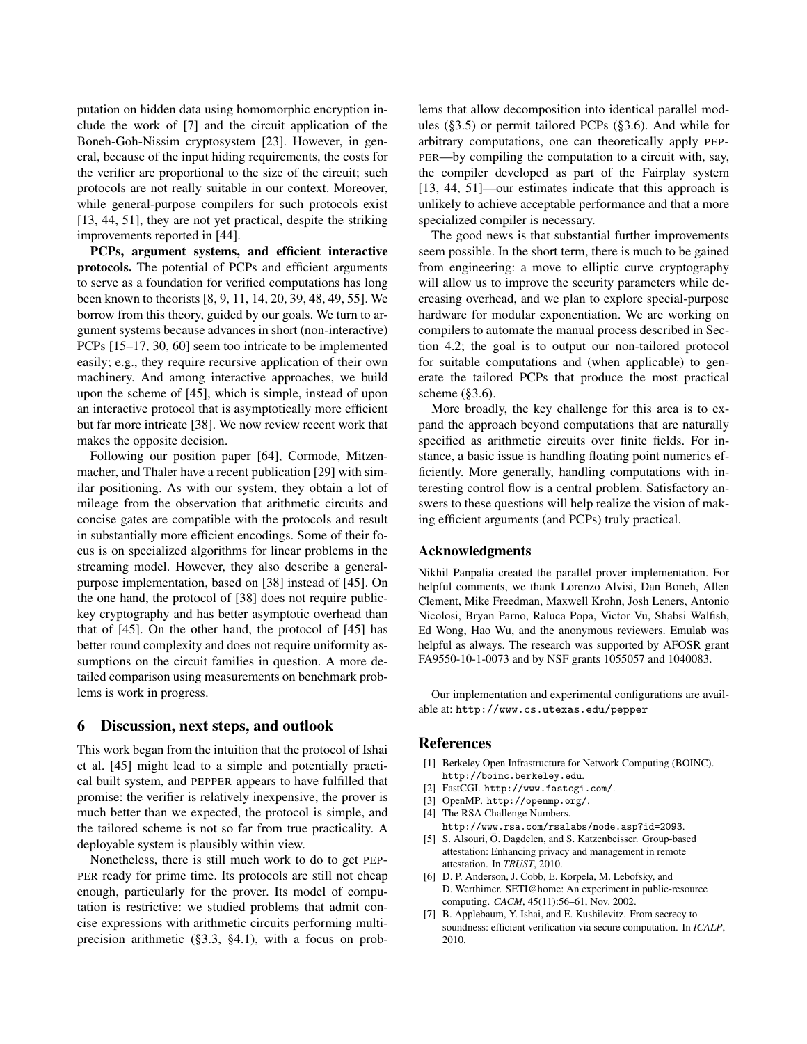putation on hidden data using homomorphic encryption include the work of [7] and the circuit application of the Boneh-Goh-Nissim cryptosystem [23]. However, in general, because of the input hiding requirements, the costs for the verifier are proportional to the size of the circuit; such protocols are not really suitable in our context. Moreover, while general-purpose compilers for such protocols exist [13, 44, 51], they are not yet practical, despite the striking improvements reported in [44].

**PCPs, argument systems, and efficient interactive protocols.** The potential of PCPs and efficient arguments to serve as a foundation for verified computations has long been known to theorists [8, 9, 11, 14, 20, 39, 48, 49, 55]. We borrow from this theory, guided by our goals. We turn to argument systems because advances in short (non-interactive) PCPs [15–17, 30, 60] seem too intricate to be implemented easily; e.g., they require recursive application of their own machinery. And among interactive approaches, we build upon the scheme of [45], which is simple, instead of upon an interactive protocol that is asymptotically more efficient but far more intricate [38]. We now review recent work that makes the opposite decision.

Following our position paper [64], Cormode, Mitzenmacher, and Thaler have a recent publication [29] with similar positioning. As with our system, they obtain a lot of mileage from the observation that arithmetic circuits and concise gates are compatible with the protocols and result in substantially more efficient encodings. Some of their focus is on specialized algorithms for linear problems in the streaming model. However, they also describe a general-purpose implementation, based on [38] instead of [45]. On the one hand, the protocol of [38] does not require public-key cryptography and has better asymptotic overhead than that of [45]. On the other hand, the protocol of [45] has better round complexity and does not require uniformity assumptions on the circuit families in question. A more detailed comparison using measurements on benchmark problems is work in progress.

## 6 Discussion, next steps, and outlook

This work began from the intuition that the protocol of Ishai et al. [45] might lead to a simple and potentially practical built system, and PEPPER appears to have fulfilled that promise: the verifier is relatively inexpensive, the prover is much better than we expected, the protocol is simple, and the tailored scheme is not so far from true practicality. A deployable system is plausibly within view.

Nonetheless, there is still much work to do to get PEPPER ready for prime time. Its protocols are still not cheap enough, particularly for the prover. Its model of computation is restrictive: we studied problems that admit concise expressions with arithmetic circuits performing multi-precision arithmetic (§3.3, §4.1), with a focus on problems that allow decomposition into identical parallel modules (§3.5) or permit tailored PCPs (§3.6). And while for arbitrary computations, one can theoretically apply PEPPER—by compiling the computation to a circuit with, say, the compiler developed as part of the Fairplay system [13, 44, 51]—our estimates indicate that this approach is unlikely to achieve acceptable performance and that a more specialized compiler is necessary.

The good news is that substantial further improvements seem possible. In the short term, there is much to be gained from engineering: a move to elliptic curve cryptography will allow us to improve the security parameters while decreasing overhead, and we plan to explore special-purpose hardware for modular exponentiation. We are working on compilers to automate the manual process described in Section 4.2; the goal is to output our non-tailored protocol for suitable computations and (when applicable) to generate the tailored PCPs that produce the most practical scheme (§3.6).

More broadly, the key challenge for this area is to expand the approach beyond computations that are naturally specified as arithmetic circuits over finite fields. For instance, a basic issue is handling floating point numerics efficiently. More generally, handling computations with interesting control flow is a central problem. Satisfactory answers to these questions will help realize the vision of making efficient arguments (and PCPs) truly practical.

### Acknowledgments

Nikhil Panpalia created the parallel prover implementation. For helpful comments, we thank Lorenzo Alvisi, Dan Boneh, Allen Clement, Mike Freedman, Maxwell Krohn, Josh Leners, Antonio Nicolosi, Bryan Parno, Raluca Popa, Victor Vu, Shabsi Walfish, Ed Wong, Hao Wu, and the anonymous reviewers. Emulab was helpful as always. The research was supported by AFOSR grant FA9550-10-1-0073 and by NSF grants 1055057 and 1040083.

Our implementation and experimental configurations are available at: `http://www.cs.utexas.edu/pepper`

## References

[1] Berkeley Open Infrastructure for Network Computing (BOINC). http://boinc.berkeley.edu.

[2] FastCGI. http://www.fastcgi.com/.

[3] OpenMP. http://openmp.org/.

[4] The RSA Challenge Numbers. http://www.rsa.com/rsalabs/node.asp?id=2093.

[5] S. Alsouri, Ö. Dagdelen, and S. Katzenbeisser. Group-based attestation: Enhancing privacy and management in remote attestation. In *TRUST*, 2010.

[6] D. P. Anderson, J. Cobb, E. Korpela, M. Lebofsky, and D. Werthimer. SETI@home: An experiment in public-resource computing. *CACM*, 45(11):56–61, Nov. 2002.

[7] B. Applebaum, Y. Ishai, and E. Kushilevitz. From secrecy to soundness: efficient verification via secure computation. In *ICALP*, 2010.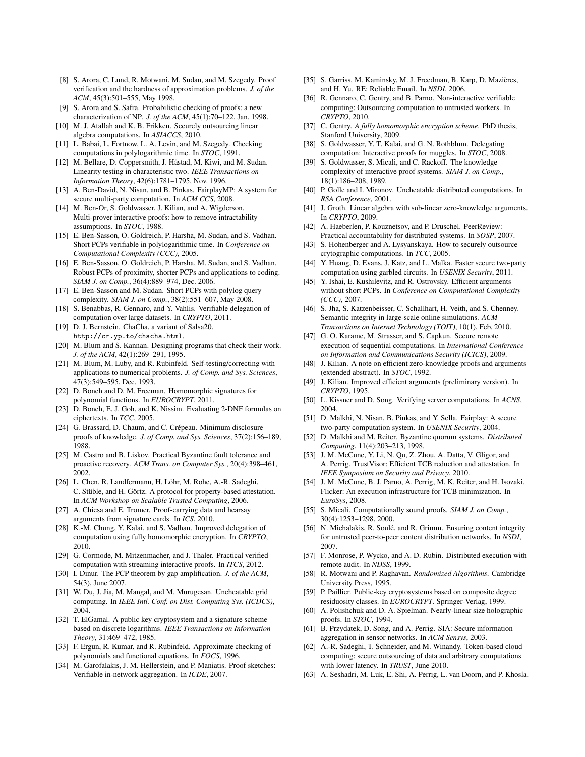[8] S. Arora, C. Lund, R. Motwani, M. Sudan, and M. Szegedy. Proof verification and the hardness of approximation problems. *J. of the ACM*, 45(3):501–555, May 1998.

[9] S. Arora and S. Safra. Probabilistic checking of proofs: a new characterization of NP. *J. of the ACM*, 45(1):70–122, Jan. 1998.

[10] M. J. Atallah and K. B. Frikken. Securely outsourcing linear algebra computations. In *ASIACCS*, 2010.

[11] L. Babai, L. Fortnow, L. A. Levin, and M. Szegedy. Checking computations in polylogarithmic time. In *STOC*, 1991.

[12] M. Bellare, D. Coppersmith, J. Håstad, M. Kiwi, and M. Sudan. Linearity testing in characteristic two. *IEEE Transactions on Information Theory*, 42(6):1781–1795, Nov. 1996.

[13] A. Ben-David, N. Nisan, and B. Pinkas. FairplayMP: A system for secure multi-party computation. In *ACM CCS*, 2008.

[14] M. Ben-Or, S. Goldwasser, J. Kilian, and A. Wigderson. Multi-prover interactive proofs: how to remove intractability assumptions. In *STOC*, 1988.

[15] E. Ben-Sasson, O. Goldreich, P. Harsha, M. Sudan, and S. Vadhan. Short PCPs verifiable in polylogarithmic time. In *Conference on Computational Complexity (CCC)*, 2005.

[16] E. Ben-Sasson, O. Goldreich, P. Harsha, M. Sudan, and S. Vadhan. Robust PCPs of proximity, shorter PCPs and applications to coding. *SIAM J. on Comp.*, 36(4):889–974, Dec. 2006.

[17] E. Ben-Sasson and M. Sudan. Short PCPs with polylog query complexity. *SIAM J. on Comp.*, 38(2):551–607, May 2008.

[18] S. Benabbas, R. Gennaro, and Y. Vahlis. Verifiable delegation of computation over large datasets. In *CRYPTO*, 2011.

[19] D. J. Bernstein. ChaCha, a variant of Salsa20. `http://cr.yp.to/chacha.html`.

[20] M. Blum and S. Kannan. Designing programs that check their work. *J. of the ACM*, 42(1):269–291, 1995.

[21] M. Blum, M. Luby, and R. Rubinfeld. Self-testing/correcting with applications to numerical problems. *J. of Comp. and Sys. Sciences*, 47(3):549–595, Dec. 1993.

[22] D. Boneh and D. M. Freeman. Homomorphic signatures for polynomial functions. In *EUROCRYPT*, 2011.

[23] D. Boneh, E. J. Goh, and K. Nissim. Evaluating 2-DNF formulas on ciphertexts. In *TCC*, 2005.

[24] G. Brassard, D. Chaum, and C. Crépeau. Minimum disclosure proofs of knowledge. *J. of Comp. and Sys. Sciences*, 37(2):156–189, 1988.

[25] M. Castro and B. Liskov. Practical Byzantine fault tolerance and proactive recovery. *ACM Trans. on Computer Sys.*, 20(4):398–461, 2002.

[26] L. Chen, R. Landfermann, H. Löhr, M. Rohe, A.-R. Sadeghi, C. Stüble, and H. Görtz. A protocol for property-based attestation. In *ACM Workshop on Scalable Trusted Computing*, 2006.

[27] A. Chiesa and E. Tromer. Proof-carrying data and hearsay arguments from signature cards. In *ICS*, 2010.

[28] K.-M. Chung, Y. Kalai, and S. Vadhan. Improved delegation of computation using fully homomorphic encryption. In *CRYPTO*, 2010.

[29] G. Cormode, M. Mitzenmacher, and J. Thaler. Practical verified computation with streaming interactive proofs. In *ITCS*, 2012.

[30] I. Dinur. The PCP theorem by gap amplification. *J. of the ACM*, 54(3), June 2007.

[31] W. Du, J. Jia, M. Mangal, and M. Murugesan. Uncheatable grid computing. In *IEEE Intl. Conf. on Dist. Computing Sys. (ICDCS)*, 2004.

[32] T. ElGamal. A public key cryptosystem and a signature scheme based on discrete logarithms. *IEEE Transactions on Information Theory*, 31:469–472, 1985.

[33] F. Ergun, R. Kumar, and R. Rubinfeld. Approximate checking of polynomials and functional equations. In *FOCS*, 1996.

[34] M. Garofalakis, J. M. Hellerstein, and P. Maniatis. Proof sketches: Verifiable in-network aggregation. In *ICDE*, 2007.

[35] S. Garriss, M. Kaminsky, M. J. Freedman, B. Karp, D. Mazières, and H. Yu. RE: Reliable Email. In *NSDI*, 2006.

[36] R. Gennaro, C. Gentry, and B. Parno. Non-interactive verifiable computing: Outsourcing computation to untrusted workers. In *CRYPTO*, 2010.

[37] C. Gentry. *A fully homomorphic encryption scheme*. PhD thesis, Stanford University, 2009.

[38] S. Goldwasser, Y. T. Kalai, and G. N. Rothblum. Delegating computation: Interactive proofs for muggles. In *STOC*, 2008.

[39] S. Goldwasser, S. Micali, and C. Rackoff. The knowledge complexity of interactive proof systems. *SIAM J. on Comp.*, 18(1):186–208, 1989.

[40] P. Golle and I. Mironov. Uncheatable distributed computations. In *RSA Conference*, 2001.

[41] J. Groth. Linear algebra with sub-linear zero-knowledge arguments. In *CRYPTO*, 2009.

[42] A. Haeberlen, P. Kouznetsov, and P. Druschel. PeerReview: Practical accountability for distributed systems. In *SOSP*, 2007.

[43] S. Hohenberger and A. Lysyanskaya. How to securely outsource crytographic computations. In *TCC*, 2005.

[44] Y. Huang, D. Evans, J. Katz, and L. Malka. Faster secure two-party computation using garbled circuits. In *USENIX Security*, 2011.

[45] Y. Ishai, E. Kushilevitz, and R. Ostrovsky. Efficient arguments without short PCPs. In *Conference on Computational Complexity (CCC)*, 2007.

[46] S. Jha, S. Katzenbeisser, C. Schallhart, H. Veith, and S. Chenney. Semantic integrity in large-scale online simulations. *ACM Transactions on Internet Technology (TOIT)*, 10(1), Feb. 2010.

[47] G. O. Karame, M. Strasser, and S. Capkun. Secure remote execution of sequential computations. In *International Conference on Information and Communications Security (ICICS)*, 2009.

[48] J. Kilian. A note on efficient zero-knowledge proofs and arguments (extended abstract). In *STOC*, 1992.

[49] J. Kilian. Improved efficient arguments (preliminary version). In *CRYPTO*, 1995.

[50] L. Kissner and D. Song. Verifying server computations. In *ACNS*, 2004.

[51] D. Malkhi, N. Nisan, B. Pinkas, and Y. Sella. Fairplay: A secure two-party computation system. In *USENIX Security*, 2004.

[52] D. Malkhi and M. Reiter. Byzantine quorum systems. *Distributed Computing*, 11(4):203–213, 1998.

[53] J. M. McCune, Y. Li, N. Qu, Z. Zhou, A. Datta, V. Gligor, and A. Perrig. TrustVisor: Efficient TCB reduction and attestation. In *IEEE Symposium on Security and Privacy*, 2010.

[54] J. M. McCune, B. J. Parno, A. Perrig, M. K. Reiter, and H. Isozaki. Flicker: An execution infrastructure for TCB minimization. In *EuroSys*, 2008.

[55] S. Micali. Computationally sound proofs. *SIAM J. on Comp.*, 30(4):1253–1298, 2000.

[56] N. Michalakis, R. Soulé, and R. Grimm. Ensuring content integrity for untrusted peer-to-peer content distribution networks. In *NSDI*, 2007.

[57] F. Monrose, P. Wycko, and A. D. Rubin. Distributed execution with remote audit. In *NDSS*, 1999.

[58] R. Motwani and P. Raghavan. *Randomized Algorithms*. Cambridge University Press, 1995.

[59] P. Paillier. Public-key cryptosystems based on composite degree residuosity classes. In *EUROCRYPT*. Springer-Verlag, 1999.

[60] A. Polishchuk and D. A. Spielman. Nearly-linear size holographic proofs. In *STOC*, 1994.

[61] B. Przydatek, D. Song, and A. Perrig. SIA: Secure information aggregation in sensor networks. In *ACM Sensys*, 2003.

[62] A.-R. Sadeghi, T. Schneider, and M. Winandy. Token-based cloud computing: secure outsourcing of data and arbitrary computations with lower latency. In *TRUST*, June 2010.

[63] A. Seshadri, M. Luk, E. Shi, A. Perrig, L. van Doorn, and P. Khosla.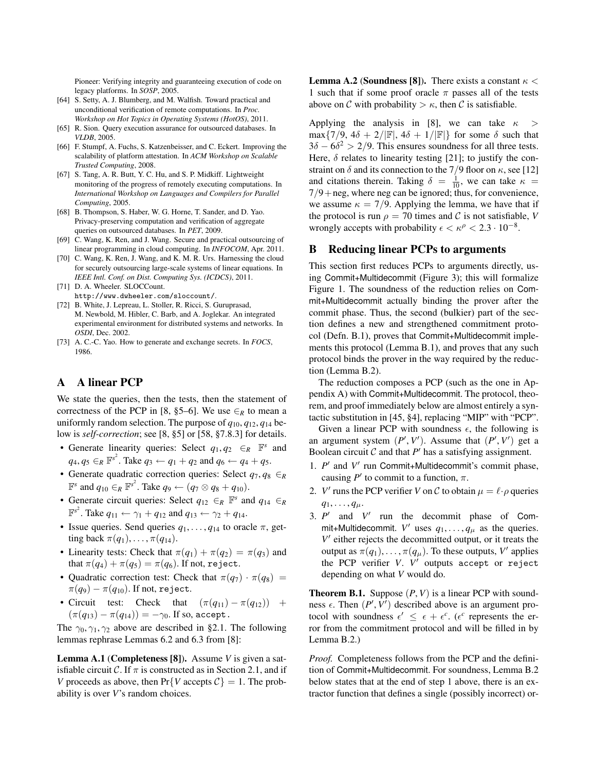Pioneer: Verifying integrity and guaranteeing execution of code on legacy platforms. In *SOSP*, 2005.

[64] S. Setty, A. J. Blumberg, and M. Walfish. Toward practical and unconditional verification of remote computations. In *Proc. Workshop on Hot Topics in Operating Systems (HotOS)*, 2011.

[65] R. Sion. Query execution assurance for outsourced databases. In *VLDB*, 2005.

[66] F. Stumpf, A. Fuchs, S. Katzenbeisser, and C. Eckert. Improving the scalability of platform attestation. In *ACM Workshop on Scalable Trusted Computing*, 2008.

[67] S. Tang, A. R. Butt, Y. C. Hu, and S. P. Midkiff. Lightweight monitoring of the progress of remotely executing computations. In *International Workshop on Languages and Compilers for Parallel Computing*, 2005.

[68] B. Thompson, S. Haber, W. G. Horne, T. Sander, and D. Yao. Privacy-preserving computation and verification of aggregate queries on outsourced databases. In *PET*, 2009.

[69] C. Wang, K. Ren, and J. Wang. Secure and practical outsourcing of linear programming in cloud computing. In *INFOCOM*, Apr. 2011.

[70] C. Wang, K. Ren, J. Wang, and K. M. R. Urs. Harnessing the cloud for securely outsourcing large-scale systems of linear equations. In *IEEE Intl. Conf. on Dist. Computing Sys. (ICDCS)*, 2011.

[71] D. A. Wheeler. SLOCCount. http://www.dwheeler.com/sloccount/.

[72] B. White, J. Lepreau, L. Stoller, R. Ricci, S. Guruprasad, M. Newbold, M. Hibler, C. Barb, and A. Joglekar. An integrated experimental environment for distributed systems and networks. In *OSDI*, Dec. 2002.

[73] A. C.-C. Yao. How to generate and exchange secrets. In *FOCS*, 1986.

# A A linear PCP

We state the queries, then the tests, then the statement of correctness of the PCP in [8, §5–6]. We use $\in_R$ to mean a uniformly random selection. The purpose of $q_{10}, q_{12}, q_{14}$ below is *self-correction*; see [8, §5] or [58, §7.8.3] for details.

- Generate linearity queries: Select $q_1, q_2 \in_R \mathbb{F}^s$ and $q_4, q_5 \in_R \mathbb{F}^{s^2}$. Take $q_3 \leftarrow q_1 + q_2$ and $q_6 \leftarrow q_4 + q_5$.
- Generate quadratic correction queries: Select $q_7, q_8 \in_R \mathbb{F}^s$ and $q_{10} \in_R \mathbb{F}^{s^2}$. Take $q_9 \leftarrow (q_7 \otimes q_8 + q_{10})$.
- Generate circuit queries: Select $q_{12} \in_R \mathbb{F}^s$ and $q_{14} \in_R \mathbb{F}^{s^2}$. Take $q_{11} \leftarrow \gamma_1 + q_{12}$ and $q_{13} \leftarrow \gamma_2 + q_{14}$.
- Issue queries. Send queries $q_1, \ldots, q_{14}$ to oracle $\pi$, getting back $\pi(q_1), \ldots, \pi(q_{14})$.
- Linearity tests: Check that $\pi(q_1) + \pi(q_2) = \pi(q_3)$ and that $\pi(q_4) + \pi(q_5) = \pi(q_6)$. If not, `reject`.
- Quadratic correction test: Check that $\pi(q_7) \cdot \pi(q_8) = \pi(q_9) - \pi(q_{10})$. If not, `reject`.
- Circuit test: Check that $(\pi(q_{11}) - \pi(q_{12})) + (\pi(q_{13}) - \pi(q_{14})) = -\gamma_0$. If so, `accept`.

The $\gamma_0, \gamma_1, \gamma_2$ above are described in §2.1. The following lemmas rephrase Lemmas 6.2 and 6.3 from [8]:

**Lemma A.1 (Completeness [8]).** Assume $V$ is given a satisfiable circuit $\mathcal{C}$. If $\pi$ is constructed as in Section 2.1, and if $V$ proceeds as above, then $\Pr\{V \text{ accepts } \mathcal{C}\} = 1$. The probability is over $V$'s random choices.

**Lemma A.2 (Soundness [8]).** There exists a constant $\kappa < 1$ such that if some proof oracle $\pi$ passes all of the tests above on $\mathcal{C}$ with probability $> \kappa$, then $\mathcal{C}$ is satisfiable.

Applying the analysis in [8], we can take $\kappa > \max\{7/9,\, 4\delta + 2/|\mathbb{F}|,\, 4\delta + 1/|\mathbb{F}|\}$ for some $\delta$ such that $3\delta - 6\delta^2 > 2/9$. This ensures soundness for all three tests. Here, $\delta$ relates to linearity testing [21]; to justify the constraint on $\delta$ and its connection to the $7/9$ floor on $\kappa$, see [12] and citations therein. Taking $\delta = \frac{1}{10}$, we can take $\kappa = 7/9 + \text{neg}$, where neg can be ignored; thus, for convenience, we assume $\kappa = 7/9$. Applying the lemma, we have that if the protocol is run $\rho = 70$ times and $\mathcal{C}$ is not satisfiable, $V$ wrongly accepts with probability $\epsilon < \kappa^\rho < 2.3 \cdot 10^{-8}$.

# B Reducing linear PCPs to arguments

This section first reduces PCPs to arguments directly, using Commit+Multidecommit (Figure 3); this will formalize Figure 1. The soundness of the reduction relies on Commit+Multidecommit actually binding the prover after the commit phase. Thus, the second (bulkier) part of the section defines a new and strengthened commitment protocol (Defn. B.1), proves that Commit+Multidecommit implements this protocol (Lemma B.1), and proves that any such protocol binds the prover in the way required by the reduction (Lemma B.2).

The reduction composes a PCP (such as the one in Appendix A) with Commit+Multidecommit. The protocol, theorem, and proof immediately below are almost entirely a syntactic substitution in [45, §4], replacing "MIP" with "PCP".

Given a linear PCP with soundness $\epsilon$, the following is an argument system $(P', V')$. Assume that $(P', V')$ get a Boolean circuit $\mathcal{C}$ and that $P'$ has a satisfying assignment.

1. $P'$ and $V'$ run Commit+Multidecommit's commit phase, causing $P'$ to commit to a function, $\pi$.
2. $V'$ runs the PCP verifier $V$ on $\mathcal{C}$ to obtain $\mu = \ell \cdot \rho$ queries $q_1, \ldots, q_\mu$.
3. $P'$ and $V'$ run the decommit phase of Commit+Multidecommit. $V'$ uses $q_1, \ldots, q_\mu$ as the queries. $V'$ either rejects the decommitted output, or it treats the output as $\pi(q_1), \ldots, \pi(q_\mu)$. To these outputs, $V'$ applies the PCP verifier $V$. $V'$ outputs `accept` or `reject` depending on what $V$ would do.

**Theorem B.1.** Suppose $(P, V)$ is a linear PCP with soundness $\epsilon$. Then $(P', V')$ described above is an argument protocol with soundness $\epsilon' \leq \epsilon + \epsilon^c$. ($\epsilon^c$ represents the error from the commitment protocol and will be filled in by Lemma B.2.)

*Proof.* Completeness follows from the PCP and the definition of Commit+Multidecommit. For soundness, Lemma B.2 below states that at the end of step 1 above, there is an extractor function that defines a single (possibly incorrect) or-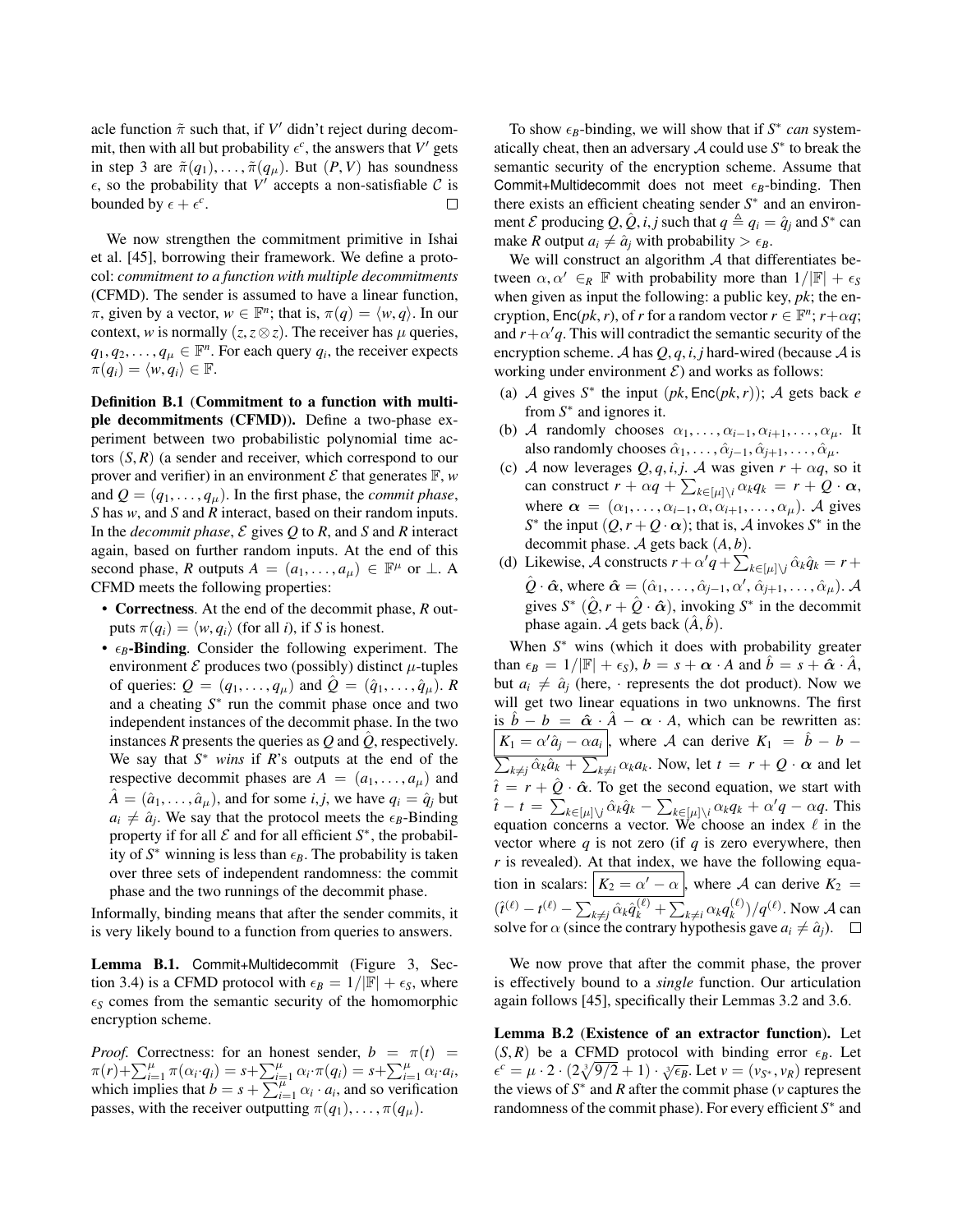acle function $\tilde{\pi}$ such that, if $V'$ didn't reject during decommit, then with all but probability $\epsilon^c$, the answers that $V'$ gets in step 3 are $\tilde{\pi}(q_1), \ldots, \tilde{\pi}(q_\mu)$. But $(P, V)$ has soundness $\epsilon$, so the probability that $V'$ accepts a non-satisfiable $\mathcal{C}$ is bounded by $\epsilon + \epsilon^c$. □

We now strengthen the commitment primitive in Ishai et al. [45], borrowing their framework. We define a protocol: *commitment to a function with multiple decommitments* (CFMD). The sender is assumed to have a linear function, $\pi$, given by a vector, $w \in \mathbb{F}^n$; that is, $\pi(q) = \langle w, q \rangle$. In our context, $w$ is normally $(z, z \otimes z)$. The receiver has $\mu$ queries, $q_1, q_2, \ldots, q_\mu \in \mathbb{F}^n$. For each query $q_i$, the receiver expects $\pi(q_i) = \langle w, q_i \rangle \in \mathbb{F}$.

**Definition B.1 (Commitment to a function with multiple decommitments (CFMD)).** Define a two-phase experiment between two probabilistic polynomial time actors $(S, R)$ (a sender and receiver, which correspond to our prover and verifier) in an environment $\mathcal{E}$ that generates $\mathbb{F}$, $w$ and $Q = (q_1, \ldots, q_\mu)$. In the first phase, the *commit phase*, $S$ has $w$, and $S$ and $R$ interact, based on their random inputs. In the *decommit phase*, $\mathcal{E}$ gives $Q$ to $R$, and $S$ and $R$ interact again, based on further random inputs. At the end of this second phase, $R$ outputs $A = (a_1, \ldots, a_\mu) \in \mathbb{F}^\mu$ or $\perp$. A CFMD meets the following properties:

- **Correctness**. At the end of the decommit phase, $R$ outputs $\pi(q_i) = \langle w, q_i \rangle$ (for all $i$), if $S$ is honest.
- **$\epsilon_B$-Binding**. Consider the following experiment. The environment $\mathcal{E}$ produces two (possibly) distinct $\mu$-tuples of queries: $Q = (q_1, \ldots, q_\mu)$ and $\hat{Q} = (\hat{q}_1, \ldots, \hat{q}_\mu)$. $R$ and a cheating $S^*$ run the commit phase once and two independent instances of the decommit phase. In the two instances $R$ presents the queries as $Q$ and $\hat{Q}$, respectively. We say that $S^*$ *wins* if $R$'s outputs at the end of the respective decommit phases are $A = (a_1, \ldots, a_\mu)$ and $\hat{A} = (\hat{a}_1, \ldots, \hat{a}_\mu)$, and for some $i,j$, we have $q_i = \hat{q}_j$ but $a_i \neq \hat{a}_j$. We say that the protocol meets the $\epsilon_B$-Binding property if for all $\mathcal{E}$ and for all efficient $S^*$, the probability of $S^*$ winning is less than $\epsilon_B$. The probability is taken over three sets of independent randomness: the commit phase and the two runnings of the decommit phase.

Informally, binding means that after the sender commits, it is very likely bound to a function from queries to answers.

**Lemma B.1.** Commit+Multidecommit (Figure 3, Section 3.4) is a CFMD protocol with $\epsilon_B = 1/|\mathbb{F}| + \epsilon_S$, where $\epsilon_S$ comes from the semantic security of the homomorphic encryption scheme.

*Proof.* Correctness: for an honest sender, $b = \pi(t) = \pi(r) + \sum_{i=1}^{\mu} \pi(\alpha_i \cdot q_i) = s + \sum_{i=1}^{\mu} \alpha_i \cdot \pi(q_i) = s + \sum_{i=1}^{\mu} \alpha_i \cdot a_i$, which implies that $b = s + \sum_{i=1}^{\mu} \alpha_i \cdot a_i$, and so verification passes, with the receiver outputting $\pi(q_1), \ldots, \pi(q_\mu)$.

To show $\epsilon_B$-binding, we will show that if $S^*$ *can* systematically cheat, then an adversary $\mathcal{A}$ could use $S^*$ to break the semantic security of the encryption scheme. Assume that Commit+Multidecommit does not meet $\epsilon_B$-binding. Then there exists an efficient cheating sender $S^*$ and an environment $\mathcal{E}$ producing $Q, \hat{Q}, i, j$ such that $q \triangleq q_i = \hat{q}_j$ and $S^*$ can make $R$ output $a_i \neq \hat{a}_j$ with probability $> \epsilon_B$.

We will construct an algorithm $\mathcal{A}$ that differentiates between $\alpha, \alpha' \in_R \mathbb{F}$ with probability more than $1/|\mathbb{F}| + \epsilon_S$ when given as input the following: a public key, $pk$; the encryption, $\mathsf{Enc}(pk, r)$, of $r$ for a random vector $r \in \mathbb{F}^n$; $r + \alpha q$; and $r + \alpha' q$. This will contradict the semantic security of the encryption scheme. $\mathcal{A}$ has $Q, q, i, j$ hard-wired (because $\mathcal{A}$ is working under environment $\mathcal{E}$) and works as follows:

(a) $\mathcal{A}$ gives $S^*$ the input $(pk, \mathsf{Enc}(pk, r))$; $\mathcal{A}$ gets back $e$ from $S^*$ and ignores it.

(b) $\mathcal{A}$ randomly chooses $\alpha_1, \ldots, \alpha_{i-1}, \alpha_{i+1}, \ldots, \alpha_\mu$. It also randomly chooses $\hat{\alpha}_1, \ldots, \hat{\alpha}_{j-1}, \hat{\alpha}_{j+1}, \ldots, \hat{\alpha}_\mu$.

(c) $\mathcal{A}$ now leverages $Q, q, i, j$. $\mathcal{A}$ was given $r + \alpha q$, so it can construct $r + \alpha q + \sum_{k \in [\mu] \setminus i} \alpha_k q_k = r + Q \cdot \boldsymbol{\alpha}$, where $\boldsymbol{\alpha} = (\alpha_1, \ldots, \alpha_{i-1}, \alpha, \alpha_{i+1}, \ldots, \alpha_\mu)$. $\mathcal{A}$ gives $S^*$ the input $(Q, r + Q \cdot \boldsymbol{\alpha})$; that is, $\mathcal{A}$ invokes $S^*$ in the decommit phase. $\mathcal{A}$ gets back $(A, b)$.

(d) Likewise, $\mathcal{A}$ constructs $r + \alpha' q + \sum_{k \in [\mu] \setminus j} \hat{\alpha}_k \hat{q}_k = r + \hat{Q} \cdot \hat{\boldsymbol{\alpha}}$, where $\hat{\boldsymbol{\alpha}} = (\hat{\alpha}_1, \ldots, \hat{\alpha}_{j-1}, \alpha', \hat{\alpha}_{j+1}, \ldots, \hat{\alpha}_\mu)$. $\mathcal{A}$ gives $S^*$ $(\hat{Q}, r + \hat{Q} \cdot \hat{\boldsymbol{\alpha}})$, invoking $S^*$ in the decommit phase again. $\mathcal{A}$ gets back $(\hat{A}, \hat{b})$.

When $S^*$ wins (which it does with probability greater than $\epsilon_B = 1/|\mathbb{F}| + \epsilon_S$), $b = s + \boldsymbol{\alpha} \cdot A$ and $\hat{b} = s + \hat{\boldsymbol{\alpha}} \cdot \hat{A}$, but $a_i \neq \hat{a}_j$ (here, $\cdot$ represents the dot product). Now we will get two linear equations in two unknowns. The first is $\hat{b} - b = \hat{\boldsymbol{\alpha}} \cdot \hat{A} - \boldsymbol{\alpha} \cdot A$, which can be rewritten as: $\boxed{K_1 = \alpha' \hat{a}_j - \alpha a_i}$, where $\mathcal{A}$ can derive $K_1 = \hat{b} - b - \sum_{k \neq j} \hat{\alpha}_k \hat{a}_k + \sum_{k \neq i} \alpha_k a_k$. Now, let $t = r + Q \cdot \boldsymbol{\alpha}$ and let $\hat{t} = r + \hat{Q} \cdot \hat{\boldsymbol{\alpha}}$. To get the second equation, we start with $\hat{t} - t = \sum_{k \in [\mu] \setminus j} \hat{\alpha}_k \hat{q}_k - \sum_{k \in [\mu] \setminus i} \alpha_k q_k + \alpha' q - \alpha q$. This equation concerns a vector. We choose an index $\ell$ in the vector where $q$ is not zero (if $q$ is zero everywhere, then $r$ is revealed). At that index, we have the following equation in scalars: $\boxed{K_2 = \alpha' - \alpha}$, where $\mathcal{A}$ can derive $K_2 = (\hat{t}^{(\ell)} - t^{(\ell)} - \sum_{k \neq j} \hat{\alpha}_k \hat{q}_k^{(\ell)} + \sum_{k \neq i} \alpha_k q_k^{(\ell)}) / q^{(\ell)}$. Now $\mathcal{A}$ can solve for $\alpha$ (since the contrary hypothesis gave $a_i \neq \hat{a}_j$). □

We now prove that after the commit phase, the prover is effectively bound to a *single* function. Our articulation again follows [45], specifically their Lemmas 3.2 and 3.6.

**Lemma B.2 (Existence of an extractor function).** Let $(S, R)$ be a CFMD protocol with binding error $\epsilon_B$. Let $\epsilon^c = \mu \cdot 2 \cdot (2\sqrt[3]{9/2} + 1) \cdot \sqrt[3]{\epsilon_B}$. Let $v = (v_{S^*}, v_R)$ represent the views of $S^*$ and $R$ after the commit phase ($v$ captures the randomness of the commit phase). For every efficient $S^*$ and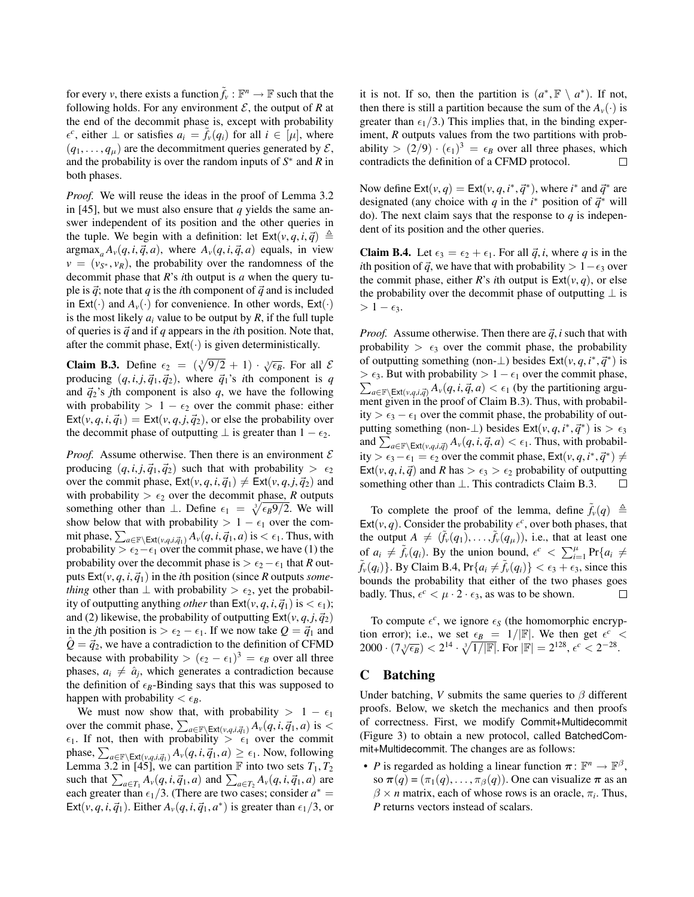for every $v$, there exists a function $\tilde{f}_v : \mathbb{F}^n \to \mathbb{F}$ such that the following holds. For any environment $\mathcal{E}$, the output of $R$ at the end of the decommit phase is, except with probability $\epsilon^c$, either $\perp$ or satisfies $a_i = \tilde{f}_v(q_i)$ for all $i \in [\mu]$, where $(q_1, \ldots, q_\mu)$ are the decommitment queries generated by $\mathcal{E}$, and the probability is over the random inputs of $S^*$ and $R$ in both phases.

*Proof.* We will reuse the ideas in the proof of Lemma 3.2 in [45], but we must also ensure that $q$ yields the same answer independent of its position and the other queries in the tuple. We begin with a definition: let $\mathsf{Ext}(v, q, i, \vec{q}) \triangleq \mathrm{argmax}_a A_v(q, i, \vec{q}, a)$, where $A_v(q, i, \vec{q}, a)$ equals, in view $v = (v_{S^*}, v_R)$, the probability over the randomness of the decommit phase that $R$'s $i$th output is $a$ when the query tuple is $\vec{q}$; note that $q$ is the $i$th component of $\vec{q}$ and is included in $\mathsf{Ext}(\cdot)$ and $A_v(\cdot)$ for convenience. In other words, $\mathsf{Ext}(\cdot)$ is the most likely $a_i$ value to be output by $R$, if the full tuple of queries is $\vec{q}$ and if $q$ appears in the $i$th position. Note that, after the commit phase, $\mathsf{Ext}(\cdot)$ is given deterministically.

**Claim B.3.** Define $\epsilon_2 = (\sqrt[3]{9/2} + 1) \cdot \sqrt[3]{\epsilon_B}$. For all $\mathcal{E}$ producing $(q, i, j, \vec{q}_1, \vec{q}_2)$, where $\vec{q}_1$'s $i$th component is $q$ and $\vec{q}_2$'s $j$th component is also $q$, we have the following with probability $> 1 - \epsilon_2$ over the commit phase: either $\mathsf{Ext}(v, q, i, \vec{q}_1) = \mathsf{Ext}(v, q, j, \vec{q}_2)$, or else the probability over the decommit phase of outputting $\perp$ is greater than $1 - \epsilon_2$.

*Proof.* Assume otherwise. Then there is an environment $\mathcal{E}$ producing $(q, i, j, \vec{q}_1, \vec{q}_2)$ such that with probability $> \epsilon_2$ over the commit phase, $\mathsf{Ext}(v, q, i, \vec{q}_1) \neq \mathsf{Ext}(v, q, j, \vec{q}_2)$ and with probability $> \epsilon_2$ over the decommit phase, $R$ outputs something other than $\perp$. Define $\epsilon_1 = \sqrt[3]{\epsilon_B 9/2}$. We will show below that with probability $> 1 - \epsilon_1$ over the commit phase, $\sum_{a \in \mathbb{F} \setminus \mathsf{Ext}(v,q,i,\vec{q}_1)} A_v(q, i, \vec{q}_1, a)$ is $< \epsilon_1$. Thus, with probability $> \epsilon_2 - \epsilon_1$ over the commit phase, we have (1) the probability over the decommit phase is $> \epsilon_2 - \epsilon_1$ that $R$ outputs $\mathsf{Ext}(v, q, i, \vec{q}_1)$ in the $i$th position (since $R$ outputs *something* other than $\perp$ with probability $> \epsilon_2$, yet the probability of outputting anything *other* than $\mathsf{Ext}(v, q, i, \vec{q}_1)$ is $< \epsilon_1$); and (2) likewise, the probability of outputting $\mathsf{Ext}(v, q, j, \vec{q}_2)$ in the $j$th position is $> \epsilon_2 - \epsilon_1$. If we now take $Q = \vec{q}_1$ and $\hat{Q} = \vec{q}_2$, we have a contradiction to the definition of CFMD because with probability $> (\epsilon_2 - \epsilon_1)^3 = \epsilon_B$ over all three phases, $a_i \neq \hat{a}_j$, which generates a contradiction because the definition of $\epsilon_B$-Binding says that this was supposed to happen with probability $< \epsilon_B$.

We must now show that, with probability $> 1 - \epsilon_1$ over the commit phase, $\sum_{a \in \mathbb{F} \setminus \mathsf{Ext}(v,q,i,\vec{q}_1)} A_v(q, i, \vec{q}_1, a)$ is $< \epsilon_1$. If not, then with probability $> \epsilon_1$ over the commit phase, $\sum_{a \in \mathbb{F} \setminus \mathsf{Ext}(v,q,i,\vec{q}_1)} A_v(q, i, \vec{q}_1, a) \geq \epsilon_1$. Now, following Lemma 3.2 in [45], we can partition $\mathbb{F}$ into two sets $T_1, T_2$ such that $\sum_{a \in T_1} A_v(q, i, \vec{q}_1, a)$ and $\sum_{a \in T_2} A_v(q, i, \vec{q}_1, a)$ are each greater than $\epsilon_1/3$. (There are two cases; consider $a^* = \mathsf{Ext}(v, q, i, \vec{q}_1)$. Either $A_v(q, i, \vec{q}_1, a^*)$ is greater than $\epsilon_1/3$, or it is not. If so, then the partition is $(a^*, \mathbb{F} \setminus a^*)$. If not, then there is still a partition because the sum of the $A_v(\cdot)$ is greater than $\epsilon_1/3$.) This implies that, in the binding experiment, $R$ outputs values from the two partitions with probability $> (2/9) \cdot (\epsilon_1)^3 = \epsilon_B$ over all three phases, which contradicts the definition of a CFMD protocol. $\square$

Now define $\mathsf{Ext}(v, q) = \mathsf{Ext}(v, q, i^*, \vec{q}^*)$, where $i^*$ and $\vec{q}^*$ are designated (any choice with $q$ in the $i^*$ position of $\vec{q}^*$ will do). The next claim says that the response to $q$ is independent of its position and the other queries.

**Claim B.4.** Let $\epsilon_3 = \epsilon_2 + \epsilon_1$. For all $\vec{q}, i$, where $q$ is in the $i$th position of $\vec{q}$, we have that with probability $> 1 - \epsilon_3$ over the commit phase, either $R$'s $i$th output is $\mathsf{Ext}(v, q)$, or else the probability over the decommit phase of outputting $\perp$ is $> 1 - \epsilon_3$.

*Proof.* Assume otherwise. Then there are $\vec{q}, i$ such that with probability $> \epsilon_3$ over the commit phase, the probability of outputting something (non-$\perp$) besides $\mathsf{Ext}(v, q, i^*, \vec{q}^*)$ is $> \epsilon_3$. But with probability $> 1 - \epsilon_1$ over the commit phase, $\sum_{a \in \mathbb{F} \setminus \mathsf{Ext}(v,q,i,\vec{q})} A_v(q, i, \vec{q}, a) < \epsilon_1$ (by the partitioning argument given in the proof of Claim B.3). Thus, with probability $> \epsilon_3 - \epsilon_1$ over the commit phase, the probability of outputting something (non-$\perp$) besides $\mathsf{Ext}(v, q, i^*, \vec{q}^*)$ is $> \epsilon_3$ and $\sum_{a \in \mathbb{F} \setminus \mathsf{Ext}(v,q,i,\vec{q})} A_v(q, i, \vec{q}, a) < \epsilon_1$. Thus, with probability $> \epsilon_3 - \epsilon_1 = \epsilon_2$ over the commit phase, $\mathsf{Ext}(v, q, i^*, \vec{q}^*) \neq \mathsf{Ext}(v, q, i, \vec{q})$ and $R$ has $> \epsilon_3 > \epsilon_2$ probability of outputting something other than $\perp$. This contradicts Claim B.3. $\square$

To complete the proof of the lemma, define $\tilde{f}_v(q) \triangleq \mathsf{Ext}(v, q)$. Consider the probability $\epsilon^c$, over both phases, that the output $A \neq (\tilde{f}_v(q_1), \ldots, \tilde{f}_v(q_\mu))$, i.e., that at least one of $a_i \neq \tilde{f}_v(q_i)$. By the union bound, $\epsilon^c < \sum_{i=1}^{\mu} \Pr\{a_i \neq \tilde{f}_v(q_i)\}$. By Claim B.4, $\Pr\{a_i \neq \tilde{f}_v(q_i)\} < \epsilon_3 + \epsilon_3$, since this bounds the probability that either of the two phases goes badly. Thus, $\epsilon^c < \mu \cdot 2 \cdot \epsilon_3$, as was to be shown. $\square$

To compute $\epsilon^c$, we ignore $\epsilon_S$ (the homomorphic encryption error); i.e., we set $\epsilon_B = 1/|\mathbb{F}|$. We then get $\epsilon^c < 2000 \cdot (7\sqrt[3]{\epsilon_B}) < 2^{14} \cdot \sqrt[3]{1/|\mathbb{F}|}$. For $|\mathbb{F}| = 2^{128}$, $\epsilon^c < 2^{-28}$.

## C Batching

Under batching, $V$ submits the same queries to $\beta$ different proofs. Below, we sketch the mechanics and then proofs of correctness. First, we modify Commit+Multidecommit (Figure 3) to obtain a new protocol, called BatchedCommit+Multidecommit. The changes are as follows:

- $P$ is regarded as holding a linear function $\boldsymbol{\pi} \colon \mathbb{F}^n \to \mathbb{F}^\beta$, so $\boldsymbol{\pi}(q) = (\pi_1(q), \ldots, \pi_\beta(q))$. One can visualize $\boldsymbol{\pi}$ as an $\beta \times n$ matrix, each of whose rows is an oracle, $\pi_i$. Thus, $P$ returns vectors instead of scalars.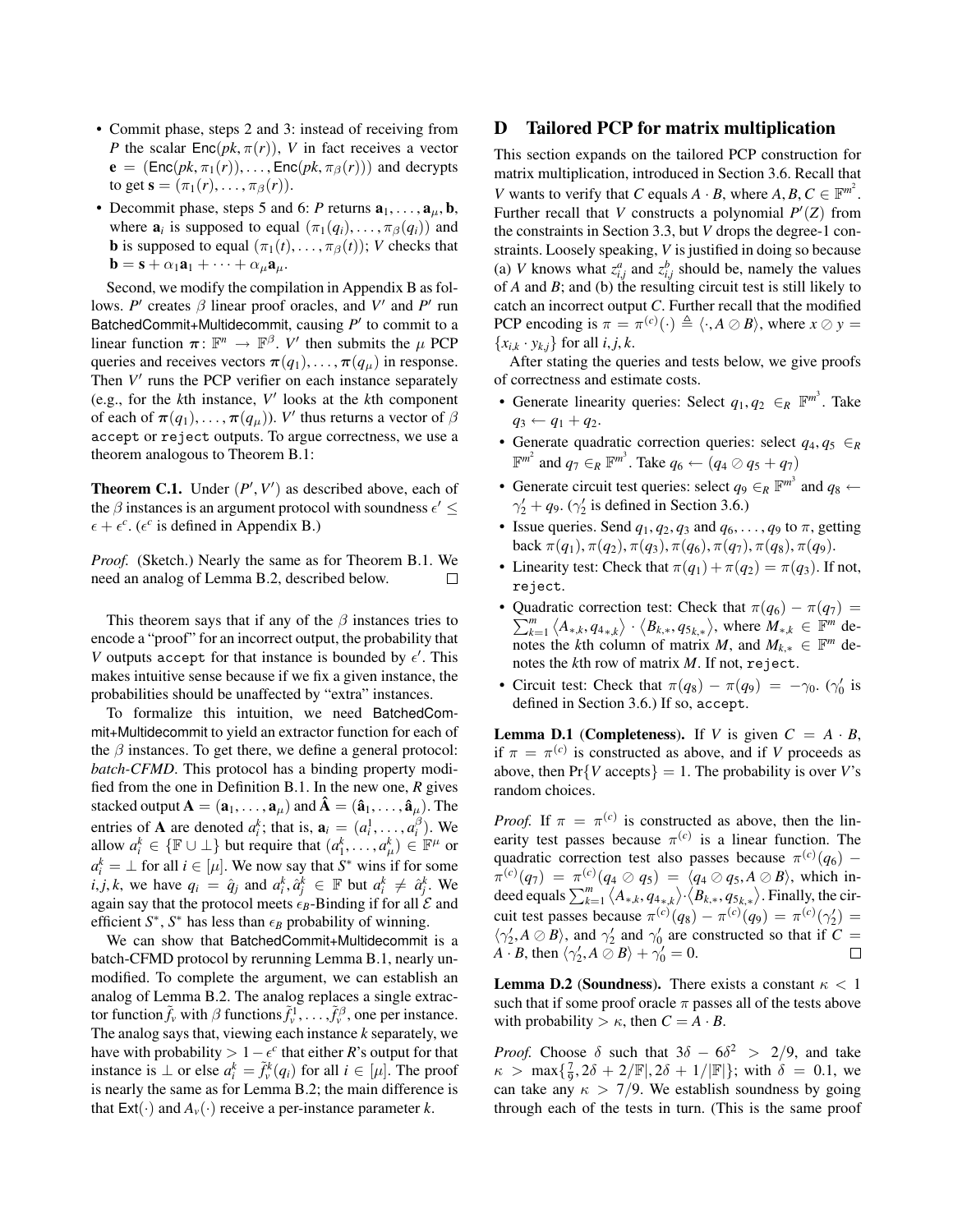- Commit phase, steps 2 and 3: instead of receiving from $P$ the scalar $\mathsf{Enc}(pk, \pi(r))$, $V$ in fact receives a vector $\mathbf{e} = (\mathsf{Enc}(pk, \pi_1(r)), \ldots, \mathsf{Enc}(pk, \pi_\beta(r)))$ and decrypts to get $\mathbf{s} = (\pi_1(r), \ldots, \pi_\beta(r))$.
- Decommit phase, steps 5 and 6: $P$ returns $\mathbf{a}_1, \ldots, \mathbf{a}_\mu, \mathbf{b}$, where $\mathbf{a}_i$ is supposed to equal $(\pi_1(q_i), \ldots, \pi_\beta(q_i))$ and $\mathbf{b}$ is supposed to equal $(\pi_1(t), \ldots, \pi_\beta(t))$; $V$ checks that $\mathbf{b} = \mathbf{s} + \alpha_1 \mathbf{a}_1 + \cdots + \alpha_\mu \mathbf{a}_\mu$.

Second, we modify the compilation in Appendix B as follows. $P'$ creates $\beta$ linear proof oracles, and $V'$ and $P'$ run BatchedCommit+Multidecommit, causing $P'$ to commit to a linear function $\boldsymbol{\pi}\colon \mathbb{F}^n \to \mathbb{F}^\beta$. $V'$ then submits the $\mu$ PCP queries and receives vectors $\boldsymbol{\pi}(q_1), \ldots, \boldsymbol{\pi}(q_\mu)$ in response. Then $V'$ runs the PCP verifier on each instance separately (e.g., for the $k$th instance, $V'$ looks at the $k$th component of each of $\boldsymbol{\pi}(q_1), \ldots, \boldsymbol{\pi}(q_\mu)$). $V'$ thus returns a vector of $\beta$ `accept` or `reject` outputs. To argue correctness, we use a theorem analogous to Theorem B.1:

**Theorem C.1.** Under $(P', V')$ as described above, each of the $\beta$ instances is an argument protocol with soundness $\epsilon' \le \epsilon + \epsilon^c$. ($\epsilon^c$ is defined in Appendix B.)

*Proof.* (Sketch.) Nearly the same as for Theorem B.1. We need an analog of Lemma B.2, described below. □

This theorem says that if any of the $\beta$ instances tries to encode a "proof" for an incorrect output, the probability that $V$ outputs `accept` for that instance is bounded by $\epsilon'$. This makes intuitive sense because if we fix a given instance, the probabilities should be unaffected by "extra" instances.

To formalize this intuition, we need BatchedCommit+Multidecommit to yield an extractor function for each of the $\beta$ instances. To get there, we define a general protocol: *batch-CFMD*. This protocol has a binding property modified from the one in Definition B.1. In the new one, $R$ gives stacked output $\mathbf{A} = (\mathbf{a}_1, \ldots, \mathbf{a}_\mu)$ and $\hat{\mathbf{A}} = (\hat{\mathbf{a}}_1, \ldots, \hat{\mathbf{a}}_\mu)$. The entries of $\mathbf{A}$ are denoted $a_i^k$; that is, $\mathbf{a}_i = (a_i^1, \ldots, a_i^\beta)$. We allow $a_i^k \in \{\mathbb{F} \cup \perp\}$ but require that $(a_1^k, \ldots, a_\mu^k) \in \mathbb{F}^\mu$ or $a_i^k = \perp$ for all $i \in [\mu]$. We now say that $S^*$ wins if for some $i, j, k$, we have $q_i = \hat{q}_j$ and $a_i^k, \hat{a}_j^k \in \mathbb{F}$ but $a_i^k \neq \hat{a}_j^k$. We again say that the protocol meets $\epsilon_B$-Binding if for all $\mathcal{E}$ and efficient $S^*$, $S^*$ has less than $\epsilon_B$ probability of winning.

We can show that BatchedCommit+Multidecommit is a batch-CFMD protocol by rerunning Lemma B.1, nearly unmodified. To complete the argument, we can establish an analog of Lemma B.2. The analog replaces a single extractor function $\tilde{f}_v$ with $\beta$ functions $\tilde{f}_v^1, \ldots, \tilde{f}_v^\beta$, one per instance. The analog says that, viewing each instance $k$ separately, we have with probability $> 1 - \epsilon^c$ that either $R$'s output for that instance is $\perp$ or else $a_i^k = \tilde{f}_v^k(q_i)$ for all $i \in [\mu]$. The proof is nearly the same as for Lemma B.2; the main difference is that $\mathsf{Ext}(\cdot)$ and $A_v(\cdot)$ receive a per-instance parameter $k$.

# D Tailored PCP for matrix multiplication

This section expands on the tailored PCP construction for matrix multiplication, introduced in Section 3.6. Recall that $V$ wants to verify that $C$ equals $A \cdot B$, where $A, B, C \in \mathbb{F}^{m^2}$. Further recall that $V$ constructs a polynomial $P'(Z)$ from the constraints in Section 3.3, but $V$ drops the degree-1 constraints. Loosely speaking, $V$ is justified in doing so because (a) $V$ knows what $z_{i,j}^a$ and $z_{i,j}^b$ should be, namely the values of $A$ and $B$; and (b) the resulting circuit test is still likely to catch an incorrect output $C$. Further recall that the modified PCP encoding is $\pi = \pi^{(c)}(\cdot) \triangleq \langle \cdot, A \oslash B \rangle$, where $x \oslash y = \{x_{i,k} \cdot y_{k,j}\}$ for all $i, j, k$.

After stating the queries and tests below, we give proofs of correctness and estimate costs.

- Generate linearity queries: Select $q_1, q_2 \in_R \mathbb{F}^{m^3}$. Take $q_3 \leftarrow q_1 + q_2$.
- Generate quadratic correction queries: select $q_4, q_5 \in_R \mathbb{F}^{m^2}$ and $q_7 \in_R \mathbb{F}^{m^3}$. Take $q_6 \leftarrow (q_4 \oslash q_5 + q_7)$
- Generate circuit test queries: select $q_9 \in_R \mathbb{F}^{m^3}$ and $q_8 \leftarrow \gamma_2' + q_9$. ($\gamma_2'$ is defined in Section 3.6.)
- Issue queries. Send $q_1, q_2, q_3$ and $q_6, \ldots, q_9$ to $\pi$, getting back $\pi(q_1), \pi(q_2), \pi(q_3), \pi(q_6), \pi(q_7), \pi(q_8), \pi(q_9)$.
- Linearity test: Check that $\pi(q_1) + \pi(q_2) = \pi(q_3)$. If not, `reject`.
- Quadratic correction test: Check that $\pi(q_6) - \pi(q_7) = \sum_{k=1}^m \langle A_{*,k}, q_{4_{*,k}} \rangle \cdot \langle B_{k,*}, q_{5_{k,*}} \rangle$, where $M_{*,k} \in \mathbb{F}^m$ denotes the $k$th column of matrix $M$, and $M_{k,*} \in \mathbb{F}^m$ denotes the $k$th row of matrix $M$. If not, `reject`.
- Circuit test: Check that $\pi(q_8) - \pi(q_9) = -\gamma_0$. ($\gamma_0'$ is defined in Section 3.6.) If so, `accept`.

**Lemma D.1 (Completeness).** If $V$ is given $C = A \cdot B$, if $\pi = \pi^{(c)}$ is constructed as above, and if $V$ proceeds as above, then $\Pr\{V \text{ accepts}\} = 1$. The probability is over $V$'s random choices.

*Proof.* If $\pi = \pi^{(c)}$ is constructed as above, then the linearity test passes because $\pi^{(c)}$ is a linear function. The quadratic correction test also passes because $\pi^{(c)}(q_6) - \pi^{(c)}(q_7) = \pi^{(c)}(q_4 \oslash q_5) = \langle q_4 \oslash q_5, A \oslash B \rangle$, which indeed equals $\sum_{k=1}^m \langle A_{*,k}, q_{4_{*,k}} \rangle \cdot \langle B_{k,*}, q_{5_{k,*}} \rangle$. Finally, the circuit test passes because $\pi^{(c)}(q_8) - \pi^{(c)}(q_9) = \pi^{(c)}(\gamma_2') = \langle \gamma_2', A \oslash B \rangle$, and $\gamma_2'$ and $\gamma_0'$ are constructed so that if $C = A \cdot B$, then $\langle \gamma_2', A \oslash B \rangle + \gamma_0' = 0$. □

**Lemma D.2 (Soundness).** There exists a constant $\kappa < 1$ such that if some proof oracle $\pi$ passes all of the tests above with probability $> \kappa$, then $C = A \cdot B$.

*Proof.* Choose $\delta$ such that $3\delta - 6\delta^2 > 2/9$, and take $\kappa > \max\{\frac{7}{9}, 2\delta + 2/\mathbb{F}|, 2\delta + 1/|\mathbb{F}|\}$; with $\delta = 0.1$, we can take any $\kappa > 7/9$. We establish soundness by going through each of the tests in turn. (This is the same proof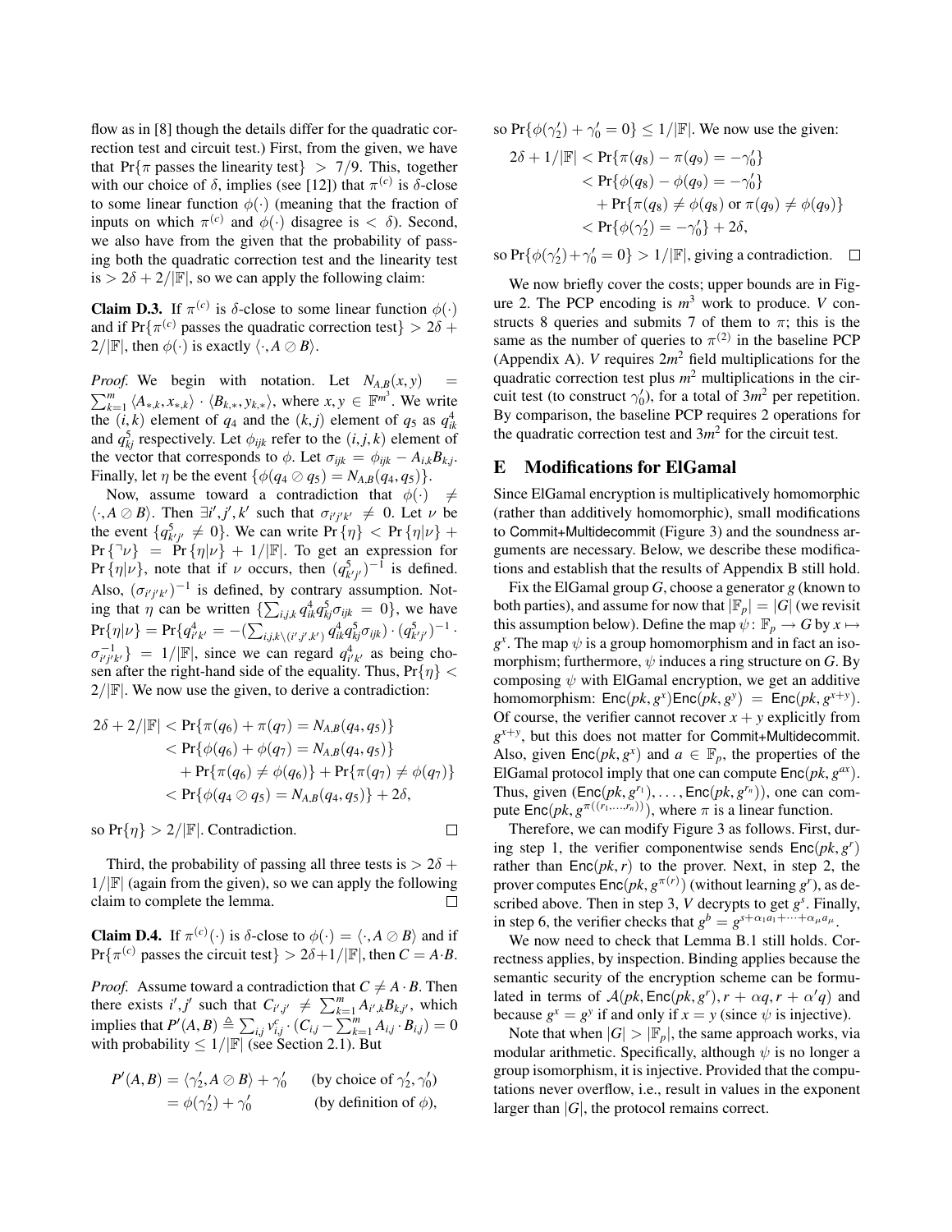flow as in [8] though the details differ for the quadratic correction test and circuit test.) First, from the given, we have that $\Pr\{\pi \text{ passes the linearity test}\} > 7/9$. This, together with our choice of $\delta$, implies (see [12]) that $\pi^{(c)}$ is $\delta$-close to some linear function $\phi(\cdot)$ (meaning that the fraction of inputs on which $\pi^{(c)}$ and $\phi(\cdot)$ disagree is $< \delta$). Second, we also have from the given that the probability of passing both the quadratic correction test and the linearity test is $> 2\delta + 2/|\mathbb{F}|$, so we can apply the following claim:

**Claim D.3.** If $\pi^{(c)}$ is $\delta$-close to some linear function $\phi(\cdot)$ and if $\Pr\{\pi^{(c)} \text{ passes the quadratic correction test}\} > 2\delta + 2/|\mathbb{F}|$, then $\phi(\cdot)$ is exactly $\langle \cdot, A \oslash B\rangle$.

*Proof.* We begin with notation. Let $N_{A,B}(x,y) = \sum_{k=1}^{m} \langle A_{*,k}, x_{*,k}\rangle \cdot \langle B_{k,*}, y_{k,*}\rangle$, where $x, y \in \mathbb{F}^{m^3}$. We write the $(i,k)$ element of $q_4$ and the $(k,j)$ element of $q_5$ as $q^4_{ik}$ and $q^5_{kj}$ respectively. Let $\phi_{ijk}$ refer to the $(i,j,k)$ element of the vector that corresponds to $\phi$. Let $\sigma_{ijk} = \phi_{ijk} - A_{i,k}B_{k,j}$. Finally, let $\eta$ be the event $\{\phi(q_4 \oslash q_5) = N_{A,B}(q_4, q_5)\}$.

Now, assume toward a contradiction that $\phi(\cdot) \neq \langle \cdot, A \oslash B\rangle$. Then $\exists i', j', k'$ such that $\sigma_{i'j'k'} \neq 0$. Let $\nu$ be the event $\{q^5_{k'j'} \neq 0\}$. We can write $\Pr\{\eta\} < \Pr\{\eta|\nu\} + \Pr\{\neg\nu\} = \Pr\{\eta|\nu\} + 1/|\mathbb{F}|$. To get an expression for $\Pr\{\eta|\nu\}$, note that if $\nu$ occurs, then $(q^5_{k'j'})^{-1}$ is defined. Also, $(\sigma_{i'j'k'})^{-1}$ is defined, by contrary assumption. Noting that $\eta$ can be written $\{\sum_{i,j,k} q^4_{ik}q^5_{kj}\sigma_{ijk} = 0\}$, we have $\Pr\{\eta|\nu\} = \Pr\{q^4_{i'k'} = -(\sum_{i,j,k\setminus(i',j',k')} q^4_{ik}q^5_{kj}\sigma_{ijk}) \cdot (q^5_{k'j'})^{-1} \cdot \sigma^{-1}_{i'j'k'}\} = 1/|\mathbb{F}|$, since we can regard $q^4_{i'k'}$ as being chosen after the right-hand side of the equality. Thus, $\Pr\{\eta\} < 2/|\mathbb{F}|$. We now use the given, to derive a contradiction:

$$\begin{aligned}
2\delta + 2/|\mathbb{F}| &< \Pr\{\pi(q_6) + \pi(q_7) = N_{A,B}(q_4, q_5)\} \\
&< \Pr\{\phi(q_6) + \phi(q_7) = N_{A,B}(q_4, q_5)\} \\
&\quad + \Pr\{\pi(q_6) \neq \phi(q_6)\} + \Pr\{\pi(q_7) \neq \phi(q_7)\} \\
&< \Pr\{\phi(q_4 \oslash q_5) = N_{A,B}(q_4, q_5)\} + 2\delta,
\end{aligned}$$

so $\Pr\{\eta\} > 2/|\mathbb{F}|$. Contradiction. □

Third, the probability of passing all three tests is $> 2\delta + 1/|\mathbb{F}|$ (again from the given), so we can apply the following claim to complete the lemma. □

**Claim D.4.** If $\pi^{(c)}(\cdot)$ is $\delta$-close to $\phi(\cdot) = \langle \cdot, A \oslash B\rangle$ and if $\Pr\{\pi^{(c)} \text{ passes the circuit test}\} > 2\delta + 1/|\mathbb{F}|$, then $C = A \cdot B$.

*Proof.* Assume toward a contradiction that $C \neq A \cdot B$. Then there exists $i', j'$ such that $C_{i',j'} \neq \sum_{k=1}^{m} A_{i',k}B_{k,j'}$, which implies that $P'(A,B) \triangleq \sum_{i,j} v^c_{i,j} \cdot (C_{i,j} - \sum_{k=1}^{m} A_{i,j} \cdot B_{i,j}) = 0$ with probability $\leq 1/|\mathbb{F}|$ (see Section 2.1). But

$$\begin{aligned}
P'(A,B) &= \langle \gamma'_2, A \oslash B\rangle + \gamma'_0 && \text{(by choice of } \gamma'_2, \gamma'_0) \\
&= \phi(\gamma'_2) + \gamma'_0 && \text{(by definition of } \phi),
\end{aligned}$$

so $\Pr\{\phi(\gamma'_2) + \gamma'_0 = 0\} \leq 1/|\mathbb{F}|$. We now use the given:

$$\begin{aligned}
2\delta + 1/|\mathbb{F}| &< \Pr\{\pi(q_8) - \pi(q_9) = -\gamma'_0\} \\
&< \Pr\{\phi(q_8) - \phi(q_9) = -\gamma'_0\} \\
&\quad + \Pr\{\pi(q_8) \neq \phi(q_8) \text{ or } \pi(q_9) \neq \phi(q_9)\} \\
&< \Pr\{\phi(\gamma'_2) = -\gamma'_0\} + 2\delta,
\end{aligned}$$

so $\Pr\{\phi(\gamma'_2) + \gamma'_0 = 0\} > 1/|\mathbb{F}|$, giving a contradiction. □

We now briefly cover the costs; upper bounds are in Figure 2. The PCP encoding is $m^3$ work to produce. $V$ constructs 8 queries and submits 7 of them to $\pi$; this is the same as the number of queries to $\pi^{(2)}$ in the baseline PCP (Appendix A). $V$ requires $2m^2$ field multiplications for the quadratic correction test plus $m^2$ multiplications in the circuit test (to construct $\gamma'_0$), for a total of $3m^2$ per repetition. By comparison, the baseline PCP requires 2 operations for the quadratic correction test and $3m^2$ for the circuit test.

## E Modifications for ElGamal

Since ElGamal encryption is multiplicatively homomorphic (rather than additively homomorphic), small modifications to Commit+Multidecommit (Figure 3) and the soundness arguments are necessary. Below, we describe these modifications and establish that the results of Appendix B still hold.

Fix the ElGamal group $G$, choose a generator $g$ (known to both parties), and assume for now that $|\mathbb{F}_p| = |G|$ (we revisit this assumption below). Define the map $\psi\colon \mathbb{F}_p \to G$ by $x \mapsto g^x$. The map $\psi$ is a group homomorphism and in fact an isomorphism; furthermore, $\psi$ induces a ring structure on $G$. By composing $\psi$ with ElGamal encryption, we get an additive homomorphism: $\mathsf{Enc}(pk, g^x)\mathsf{Enc}(pk, g^y) = \mathsf{Enc}(pk, g^{x+y})$. Of course, the verifier cannot recover $x + y$ explicitly from $g^{x+y}$, but this does not matter for Commit+Multidecommit. Also, given $\mathsf{Enc}(pk, g^x)$ and $a \in \mathbb{F}_p$, the properties of the ElGamal protocol imply that one can compute $\mathsf{Enc}(pk, g^{ax})$. Thus, given $(\mathsf{Enc}(pk, g^{r_1}), \ldots, \mathsf{Enc}(pk, g^{r_n}))$, one can compute $\mathsf{Enc}(pk, g^{\pi((r_1,\ldots,r_n))})$, where $\pi$ is a linear function.

Therefore, we can modify Figure 3 as follows. First, during step 1, the verifier componentwise sends $\mathsf{Enc}(pk, g^r)$ rather than $\mathsf{Enc}(pk, r)$ to the prover. Next, in step 2, the prover computes $\mathsf{Enc}(pk, g^{\pi(r)})$ (without learning $g^r$), as described above. Then in step 3, $V$ decrypts to get $g^s$. Finally, in step 6, the verifier checks that $g^b = g^{s+\alpha_1 a_1 + \cdots + \alpha_\mu a_\mu}$.

We now need to check that Lemma B.1 still holds. Correctness applies, by inspection. Binding applies because the semantic security of the encryption scheme can be formulated in terms of $\mathcal{A}(pk, \mathsf{Enc}(pk, g^r), r + \alpha q, r + \alpha' q)$ and because $g^x = g^y$ if and only if $x = y$ (since $\psi$ is injective).

Note that when $|G| > |\mathbb{F}_p|$, the same approach works, via modular arithmetic. Specifically, although $\psi$ is no longer a group isomorphism, it is injective. Provided that the computations never overflow, i.e., result in values in the exponent larger than $|G|$, the protocol remains correct.